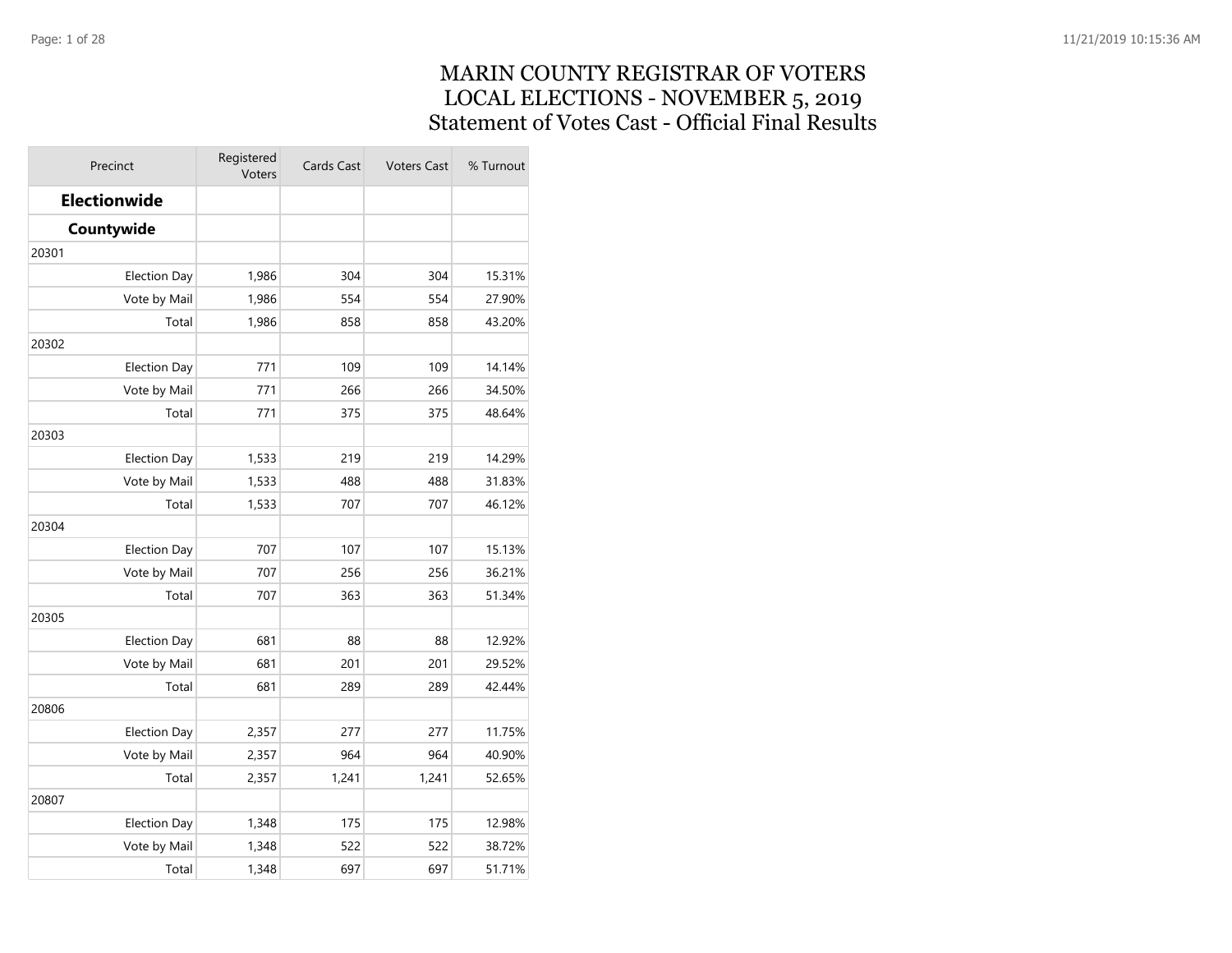# MARIN COUNTY REGISTRAR OF VOTERS
# LOCAL ELECTIONS - NOVEMBER 5, 2019
# Statement of Votes Cast - Official Final Results

| Precinct | Registered Voters | Cards Cast | Voters Cast | % Turnout |
|---|---|---|---|---|
| **Electionwide** | | | | |
| **Countywide** | | | | |
| 20301 | | | | |
| Election Day | 1,986 | 304 | 304 | 15.31% |
| Vote by Mail | 1,986 | 554 | 554 | 27.90% |
| Total | 1,986 | 858 | 858 | 43.20% |
| 20302 | | | | |
| Election Day | 771 | 109 | 109 | 14.14% |
| Vote by Mail | 771 | 266 | 266 | 34.50% |
| Total | 771 | 375 | 375 | 48.64% |
| 20303 | | | | |
| Election Day | 1,533 | 219 | 219 | 14.29% |
| Vote by Mail | 1,533 | 488 | 488 | 31.83% |
| Total | 1,533 | 707 | 707 | 46.12% |
| 20304 | | | | |
| Election Day | 707 | 107 | 107 | 15.13% |
| Vote by Mail | 707 | 256 | 256 | 36.21% |
| Total | 707 | 363 | 363 | 51.34% |
| 20305 | | | | |
| Election Day | 681 | 88 | 88 | 12.92% |
| Vote by Mail | 681 | 201 | 201 | 29.52% |
| Total | 681 | 289 | 289 | 42.44% |
| 20806 | | | | |
| Election Day | 2,357 | 277 | 277 | 11.75% |
| Vote by Mail | 2,357 | 964 | 964 | 40.90% |
| Total | 2,357 | 1,241 | 1,241 | 52.65% |
| 20807 | | | | |
| Election Day | 1,348 | 175 | 175 | 12.98% |
| Vote by Mail | 1,348 | 522 | 522 | 38.72% |
| Total | 1,348 | 697 | 697 | 51.71% |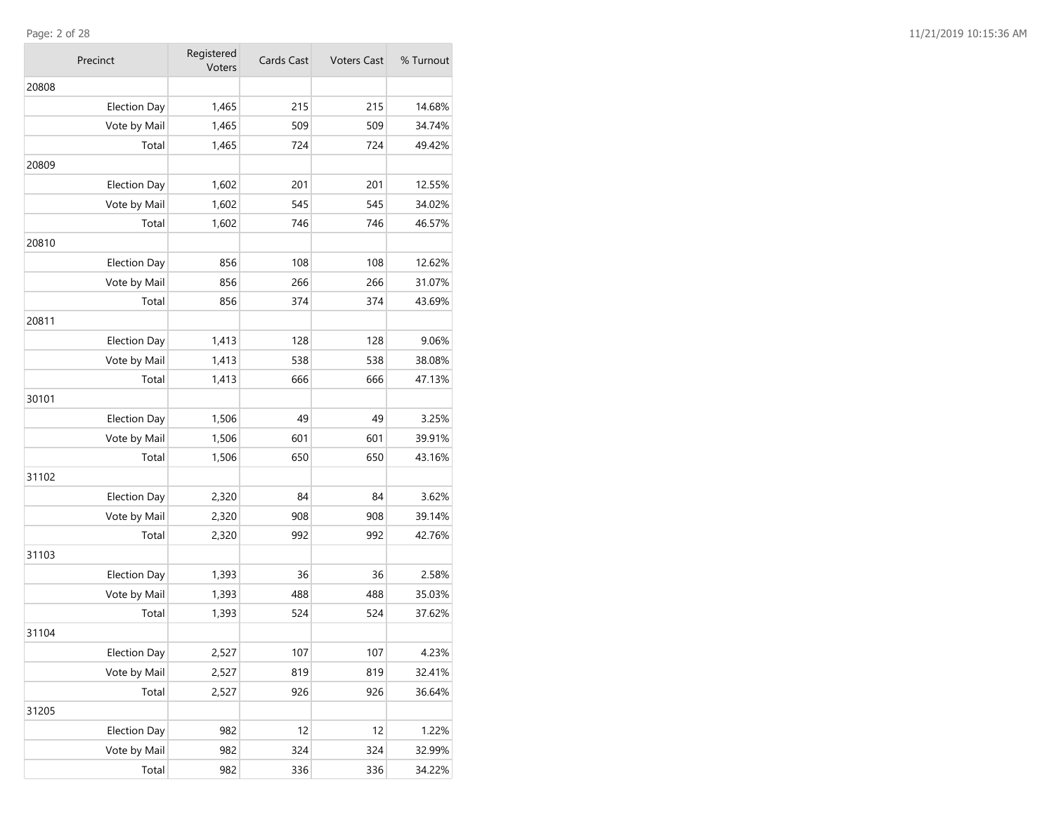| Precinct | Registered Voters | Cards Cast | Voters Cast | % Turnout |
|---|---|---|---|---|
| 20808 | | | | |
| Election Day | 1,465 | 215 | 215 | 14.68% |
| Vote by Mail | 1,465 | 509 | 509 | 34.74% |
| Total | 1,465 | 724 | 724 | 49.42% |
| 20809 | | | | |
| Election Day | 1,602 | 201 | 201 | 12.55% |
| Vote by Mail | 1,602 | 545 | 545 | 34.02% |
| Total | 1,602 | 746 | 746 | 46.57% |
| 20810 | | | | |
| Election Day | 856 | 108 | 108 | 12.62% |
| Vote by Mail | 856 | 266 | 266 | 31.07% |
| Total | 856 | 374 | 374 | 43.69% |
| 20811 | | | | |
| Election Day | 1,413 | 128 | 128 | 9.06% |
| Vote by Mail | 1,413 | 538 | 538 | 38.08% |
| Total | 1,413 | 666 | 666 | 47.13% |
| 30101 | | | | |
| Election Day | 1,506 | 49 | 49 | 3.25% |
| Vote by Mail | 1,506 | 601 | 601 | 39.91% |
| Total | 1,506 | 650 | 650 | 43.16% |
| 31102 | | | | |
| Election Day | 2,320 | 84 | 84 | 3.62% |
| Vote by Mail | 2,320 | 908 | 908 | 39.14% |
| Total | 2,320 | 992 | 992 | 42.76% |
| 31103 | | | | |
| Election Day | 1,393 | 36 | 36 | 2.58% |
| Vote by Mail | 1,393 | 488 | 488 | 35.03% |
| Total | 1,393 | 524 | 524 | 37.62% |
| 31104 | | | | |
| Election Day | 2,527 | 107 | 107 | 4.23% |
| Vote by Mail | 2,527 | 819 | 819 | 32.41% |
| Total | 2,527 | 926 | 926 | 36.64% |
| 31205 | | | | |
| Election Day | 982 | 12 | 12 | 1.22% |
| Vote by Mail | 982 | 324 | 324 | 32.99% |
| Total | 982 | 336 | 336 | 34.22% |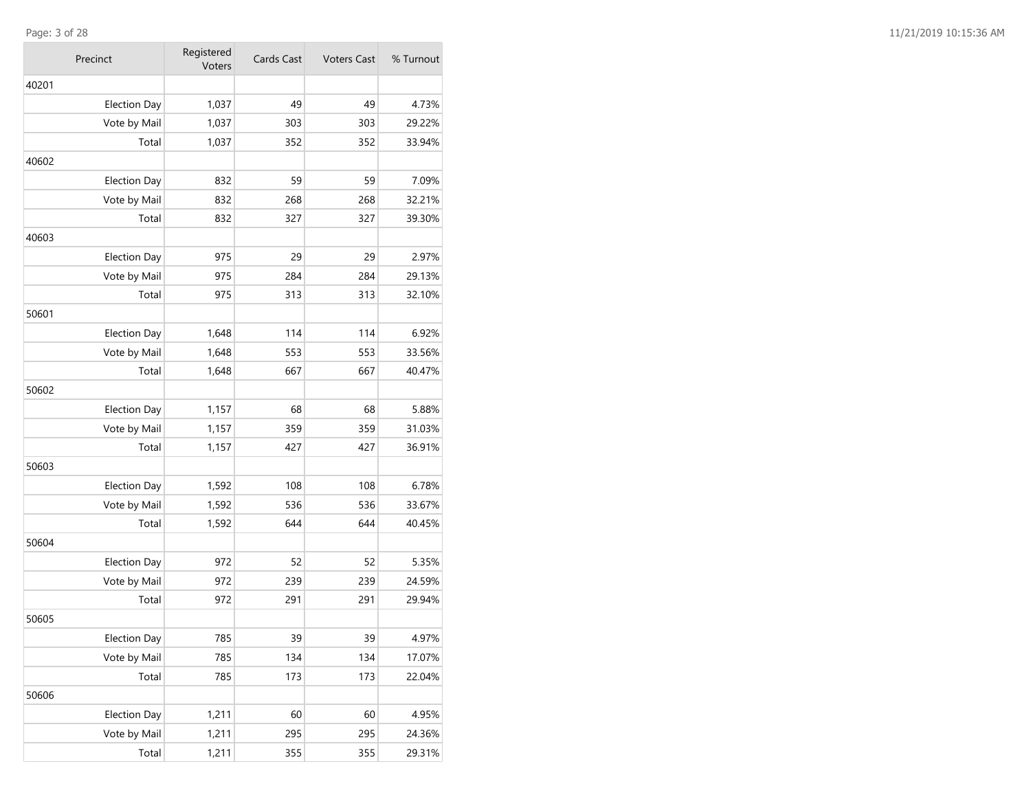| Precinct | Registered Voters | Cards Cast | Voters Cast | % Turnout |
|---|---|---|---|---|
| 40201 | | | | |
| Election Day | 1,037 | 49 | 49 | 4.73% |
| Vote by Mail | 1,037 | 303 | 303 | 29.22% |
| Total | 1,037 | 352 | 352 | 33.94% |
| 40602 | | | | |
| Election Day | 832 | 59 | 59 | 7.09% |
| Vote by Mail | 832 | 268 | 268 | 32.21% |
| Total | 832 | 327 | 327 | 39.30% |
| 40603 | | | | |
| Election Day | 975 | 29 | 29 | 2.97% |
| Vote by Mail | 975 | 284 | 284 | 29.13% |
| Total | 975 | 313 | 313 | 32.10% |
| 50601 | | | | |
| Election Day | 1,648 | 114 | 114 | 6.92% |
| Vote by Mail | 1,648 | 553 | 553 | 33.56% |
| Total | 1,648 | 667 | 667 | 40.47% |
| 50602 | | | | |
| Election Day | 1,157 | 68 | 68 | 5.88% |
| Vote by Mail | 1,157 | 359 | 359 | 31.03% |
| Total | 1,157 | 427 | 427 | 36.91% |
| 50603 | | | | |
| Election Day | 1,592 | 108 | 108 | 6.78% |
| Vote by Mail | 1,592 | 536 | 536 | 33.67% |
| Total | 1,592 | 644 | 644 | 40.45% |
| 50604 | | | | |
| Election Day | 972 | 52 | 52 | 5.35% |
| Vote by Mail | 972 | 239 | 239 | 24.59% |
| Total | 972 | 291 | 291 | 29.94% |
| 50605 | | | | |
| Election Day | 785 | 39 | 39 | 4.97% |
| Vote by Mail | 785 | 134 | 134 | 17.07% |
| Total | 785 | 173 | 173 | 22.04% |
| 50606 | | | | |
| Election Day | 1,211 | 60 | 60 | 4.95% |
| Vote by Mail | 1,211 | 295 | 295 | 24.36% |
| Total | 1,211 | 355 | 355 | 29.31% |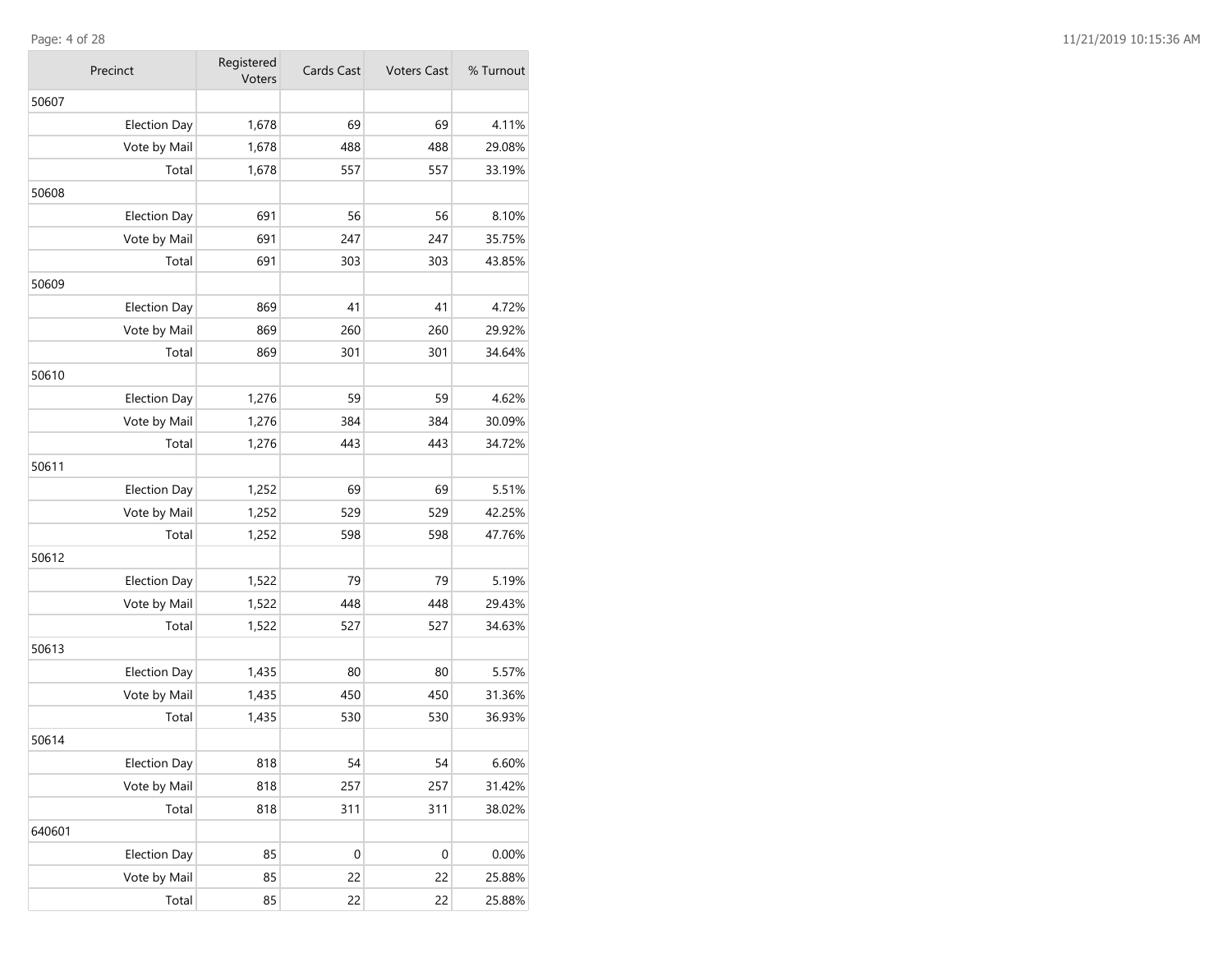| Precinct | Registered Voters | Cards Cast | Voters Cast | % Turnout |
|---|---|---|---|---|
| 50607 | | | | |
| Election Day | 1,678 | 69 | 69 | 4.11% |
| Vote by Mail | 1,678 | 488 | 488 | 29.08% |
| Total | 1,678 | 557 | 557 | 33.19% |
| 50608 | | | | |
| Election Day | 691 | 56 | 56 | 8.10% |
| Vote by Mail | 691 | 247 | 247 | 35.75% |
| Total | 691 | 303 | 303 | 43.85% |
| 50609 | | | | |
| Election Day | 869 | 41 | 41 | 4.72% |
| Vote by Mail | 869 | 260 | 260 | 29.92% |
| Total | 869 | 301 | 301 | 34.64% |
| 50610 | | | | |
| Election Day | 1,276 | 59 | 59 | 4.62% |
| Vote by Mail | 1,276 | 384 | 384 | 30.09% |
| Total | 1,276 | 443 | 443 | 34.72% |
| 50611 | | | | |
| Election Day | 1,252 | 69 | 69 | 5.51% |
| Vote by Mail | 1,252 | 529 | 529 | 42.25% |
| Total | 1,252 | 598 | 598 | 47.76% |
| 50612 | | | | |
| Election Day | 1,522 | 79 | 79 | 5.19% |
| Vote by Mail | 1,522 | 448 | 448 | 29.43% |
| Total | 1,522 | 527 | 527 | 34.63% |
| 50613 | | | | |
| Election Day | 1,435 | 80 | 80 | 5.57% |
| Vote by Mail | 1,435 | 450 | 450 | 31.36% |
| Total | 1,435 | 530 | 530 | 36.93% |
| 50614 | | | | |
| Election Day | 818 | 54 | 54 | 6.60% |
| Vote by Mail | 818 | 257 | 257 | 31.42% |
| Total | 818 | 311 | 311 | 38.02% |
| 640601 | | | | |
| Election Day | 85 | 0 | 0 | 0.00% |
| Vote by Mail | 85 | 22 | 22 | 25.88% |
| Total | 85 | 22 | 22 | 25.88% |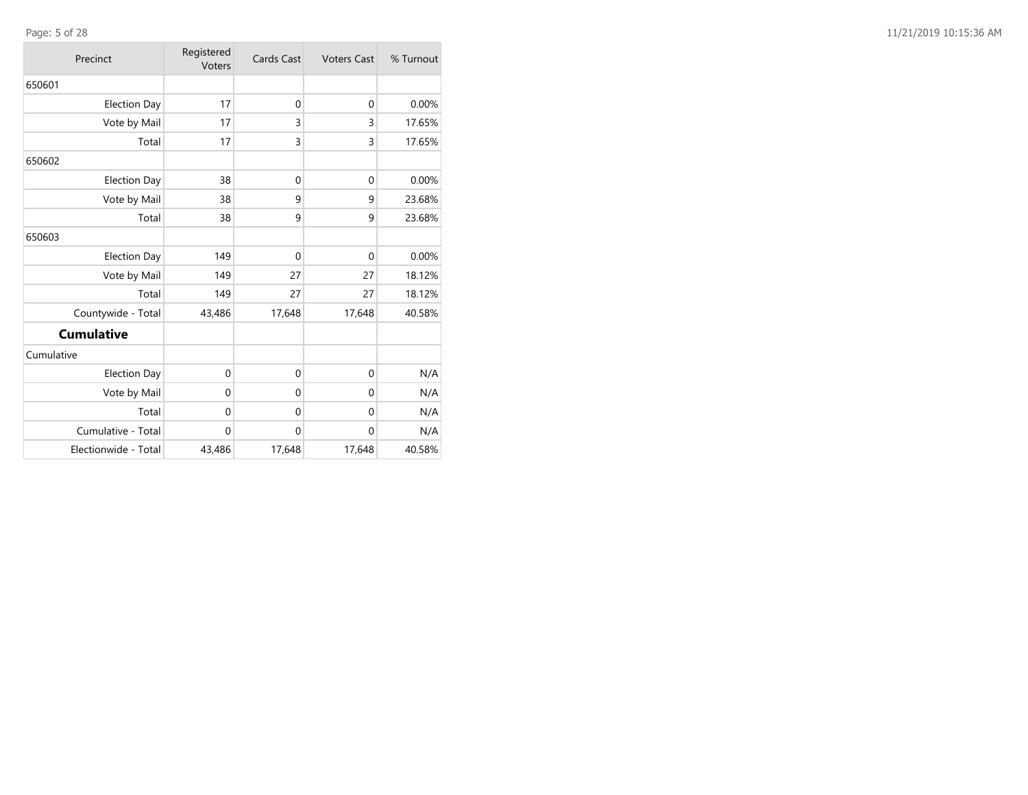| Precinct | Registered Voters | Cards Cast | Voters Cast | % Turnout |
|---|---|---|---|---|
| 650601 | | | | |
| Election Day | 17 | 0 | 0 | 0.00% |
| Vote by Mail | 17 | 3 | 3 | 17.65% |
| Total | 17 | 3 | 3 | 17.65% |
| 650602 | | | | |
| Election Day | 38 | 0 | 0 | 0.00% |
| Vote by Mail | 38 | 9 | 9 | 23.68% |
| Total | 38 | 9 | 9 | 23.68% |
| 650603 | | | | |
| Election Day | 149 | 0 | 0 | 0.00% |
| Vote by Mail | 149 | 27 | 27 | 18.12% |
| Total | 149 | 27 | 27 | 18.12% |
| Countywide - Total | 43,486 | 17,648 | 17,648 | 40.58% |
| **Cumulative** | | | | |
| Cumulative | | | | |
| Election Day | 0 | 0 | 0 | N/A |
| Vote by Mail | 0 | 0 | 0 | N/A |
| Total | 0 | 0 | 0 | N/A |
| Cumulative - Total | 0 | 0 | 0 | N/A |
| Electionwide - Total | 43,486 | 17,648 | 17,648 | 40.58% |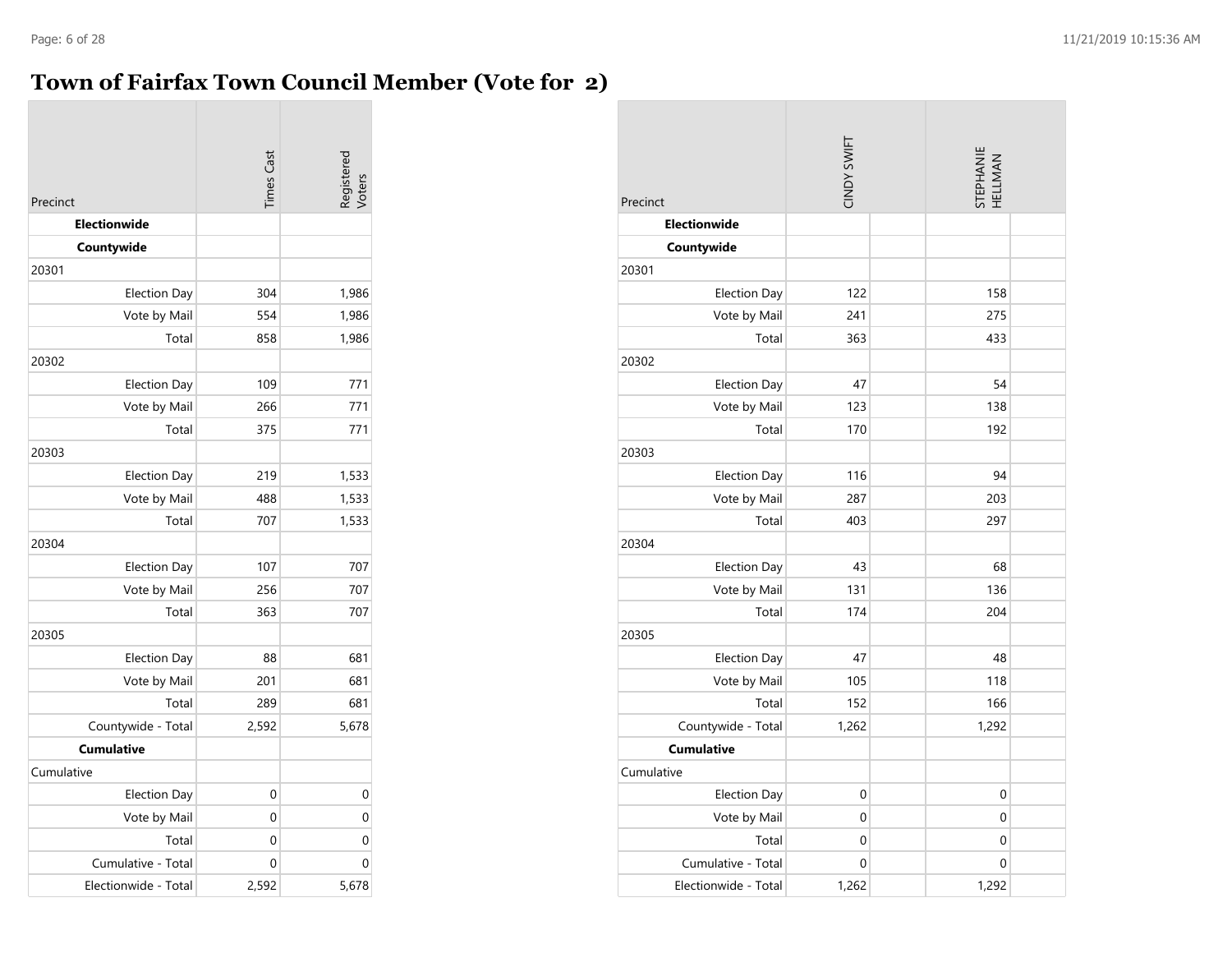# Town of Fairfax Town Council Member (Vote for 2)

| Precinct | Times Cast | Registered Voters |
|---|---|---|
| **Electionwide** | | |
| **Countywide** | | |
| 20301 | | |
| Election Day | 304 | 1,986 |
| Vote by Mail | 554 | 1,986 |
| Total | 858 | 1,986 |
| 20302 | | |
| Election Day | 109 | 771 |
| Vote by Mail | 266 | 771 |
| Total | 375 | 771 |
| 20303 | | |
| Election Day | 219 | 1,533 |
| Vote by Mail | 488 | 1,533 |
| Total | 707 | 1,533 |
| 20304 | | |
| Election Day | 107 | 707 |
| Vote by Mail | 256 | 707 |
| Total | 363 | 707 |
| 20305 | | |
| Election Day | 88 | 681 |
| Vote by Mail | 201 | 681 |
| Total | 289 | 681 |
| Countywide - Total | 2,592 | 5,678 |
| **Cumulative** | | |
| Cumulative | | |
| Election Day | 0 | 0 |
| Vote by Mail | 0 | 0 |
| Total | 0 | 0 |
| Cumulative - Total | 0 | 0 |
| Electionwide - Total | 2,592 | 5,678 |

| Precinct | CINDY SWIFT | | STEPHANIE HELLMAN | |
|---|---|---|---|---|
| **Electionwide** | | | | |
| **Countywide** | | | | |
| 20301 | | | | |
| Election Day | 122 | | 158 | |
| Vote by Mail | 241 | | 275 | |
| Total | 363 | | 433 | |
| 20302 | | | | |
| Election Day | 47 | | 54 | |
| Vote by Mail | 123 | | 138 | |
| Total | 170 | | 192 | |
| 20303 | | | | |
| Election Day | 116 | | 94 | |
| Vote by Mail | 287 | | 203 | |
| Total | 403 | | 297 | |
| 20304 | | | | |
| Election Day | 43 | | 68 | |
| Vote by Mail | 131 | | 136 | |
| Total | 174 | | 204 | |
| 20305 | | | | |
| Election Day | 47 | | 48 | |
| Vote by Mail | 105 | | 118 | |
| Total | 152 | | 166 | |
| Countywide - Total | 1,262 | | 1,292 | |
| **Cumulative** | | | | |
| Cumulative | | | | |
| Election Day | 0 | | 0 | |
| Vote by Mail | 0 | | 0 | |
| Total | 0 | | 0 | |
| Cumulative - Total | 0 | | 0 | |
| Electionwide - Total | 1,262 | | 1,292 | |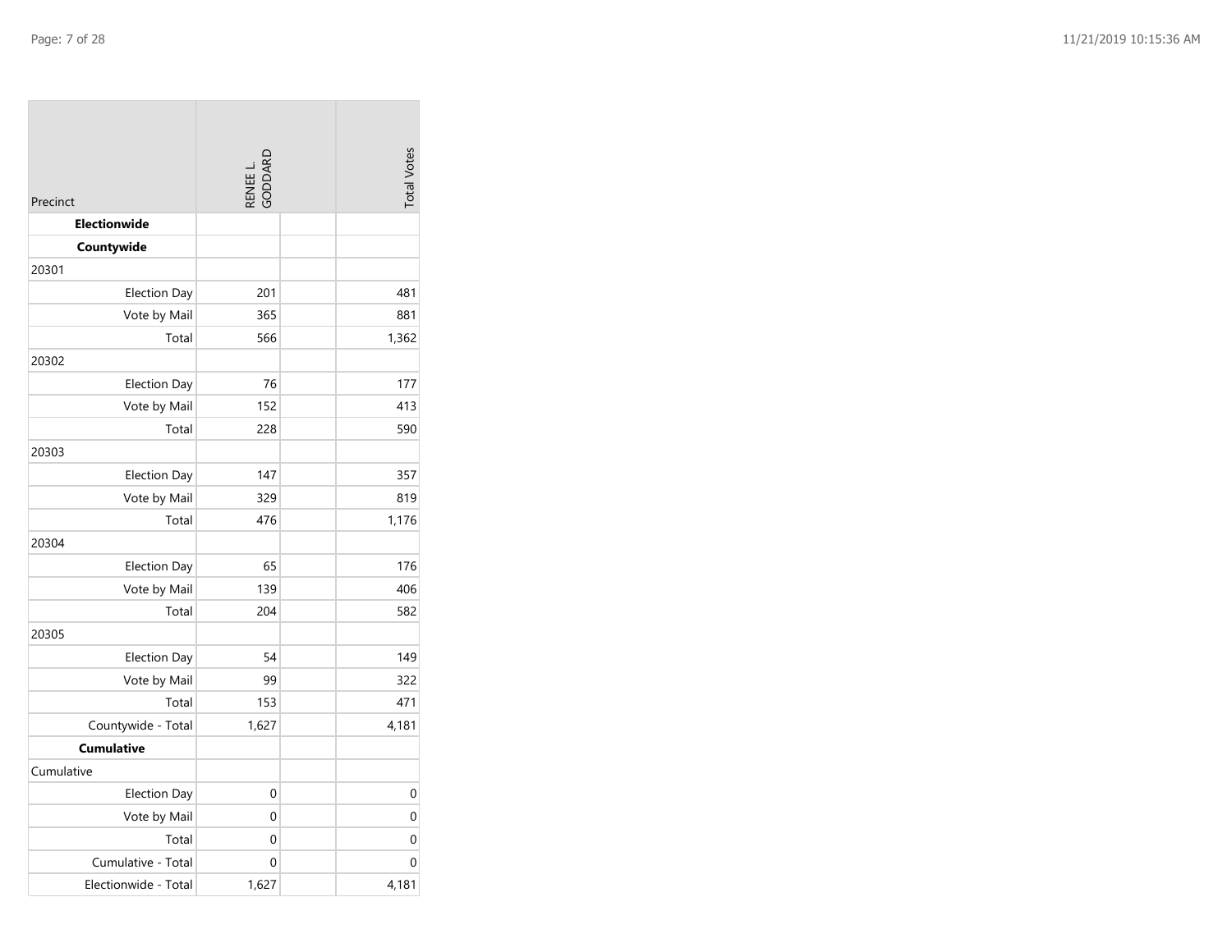| Precinct | RENEE L. GODDARD | | Total Votes |
|---|---|---|---|
| **Electionwide** | | | |
| **Countywide** | | | |
| 20301 | | | |
| Election Day | 201 | | 481 |
| Vote by Mail | 365 | | 881 |
| Total | 566 | | 1,362 |
| 20302 | | | |
| Election Day | 76 | | 177 |
| Vote by Mail | 152 | | 413 |
| Total | 228 | | 590 |
| 20303 | | | |
| Election Day | 147 | | 357 |
| Vote by Mail | 329 | | 819 |
| Total | 476 | | 1,176 |
| 20304 | | | |
| Election Day | 65 | | 176 |
| Vote by Mail | 139 | | 406 |
| Total | 204 | | 582 |
| 20305 | | | |
| Election Day | 54 | | 149 |
| Vote by Mail | 99 | | 322 |
| Total | 153 | | 471 |
| Countywide - Total | 1,627 | | 4,181 |
| **Cumulative** | | | |
| Cumulative | | | |
| Election Day | 0 | | 0 |
| Vote by Mail | 0 | | 0 |
| Total | 0 | | 0 |
| Cumulative - Total | 0 | | 0 |
| Electionwide - Total | 1,627 | | 4,181 |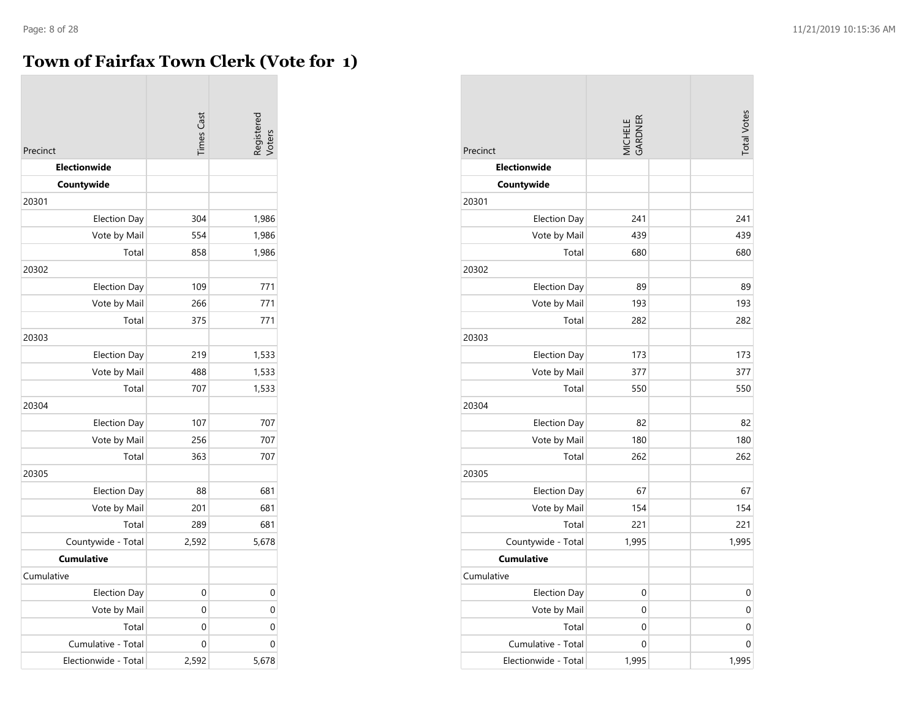# Town of Fairfax Town Clerk (Vote for 1)

| Precinct | Times Cast | Registered Voters |
|---|---|---|
| **Electionwide** | | |
| **Countywide** | | |
| 20301 | | |
| Election Day | 304 | 1,986 |
| Vote by Mail | 554 | 1,986 |
| Total | 858 | 1,986 |
| 20302 | | |
| Election Day | 109 | 771 |
| Vote by Mail | 266 | 771 |
| Total | 375 | 771 |
| 20303 | | |
| Election Day | 219 | 1,533 |
| Vote by Mail | 488 | 1,533 |
| Total | 707 | 1,533 |
| 20304 | | |
| Election Day | 107 | 707 |
| Vote by Mail | 256 | 707 |
| Total | 363 | 707 |
| 20305 | | |
| Election Day | 88 | 681 |
| Vote by Mail | 201 | 681 |
| Total | 289 | 681 |
| Countywide - Total | 2,592 | 5,678 |
| **Cumulative** | | |
| Cumulative | | |
| Election Day | 0 | 0 |
| Vote by Mail | 0 | 0 |
| Total | 0 | 0 |
| Cumulative - Total | 0 | 0 |
| Electionwide - Total | 2,592 | 5,678 |

| Precinct | MICHELE GARDNER | | Total Votes |
|---|---|---|---|
| **Electionwide** | | | |
| **Countywide** | | | |
| 20301 | | | |
| Election Day | 241 | | 241 |
| Vote by Mail | 439 | | 439 |
| Total | 680 | | 680 |
| 20302 | | | |
| Election Day | 89 | | 89 |
| Vote by Mail | 193 | | 193 |
| Total | 282 | | 282 |
| 20303 | | | |
| Election Day | 173 | | 173 |
| Vote by Mail | 377 | | 377 |
| Total | 550 | | 550 |
| 20304 | | | |
| Election Day | 82 | | 82 |
| Vote by Mail | 180 | | 180 |
| Total | 262 | | 262 |
| 20305 | | | |
| Election Day | 67 | | 67 |
| Vote by Mail | 154 | | 154 |
| Total | 221 | | 221 |
| Countywide - Total | 1,995 | | 1,995 |
| **Cumulative** | | | |
| Cumulative | | | |
| Election Day | 0 | | 0 |
| Vote by Mail | 0 | | 0 |
| Total | 0 | | 0 |
| Cumulative - Total | 0 | | 0 |
| Electionwide - Total | 1,995 | | 1,995 |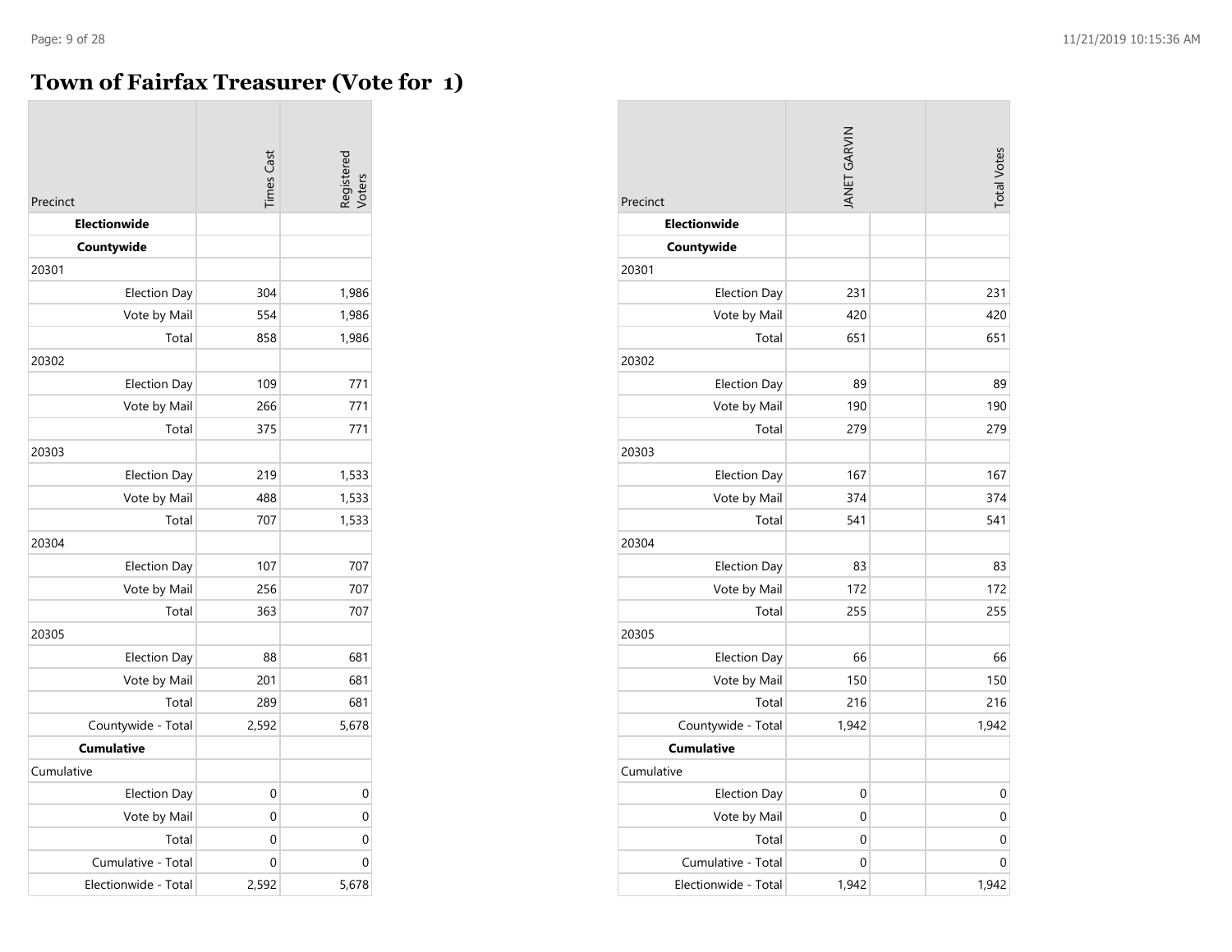# Town of Fairfax Treasurer (Vote for 1)

| Precinct | Times Cast | Registered Voters |
|---|---|---|
| **Electionwide** | | |
| **Countywide** | | |
| 20301 | | |
| Election Day | 304 | 1,986 |
| Vote by Mail | 554 | 1,986 |
| Total | 858 | 1,986 |
| 20302 | | |
| Election Day | 109 | 771 |
| Vote by Mail | 266 | 771 |
| Total | 375 | 771 |
| 20303 | | |
| Election Day | 219 | 1,533 |
| Vote by Mail | 488 | 1,533 |
| Total | 707 | 1,533 |
| 20304 | | |
| Election Day | 107 | 707 |
| Vote by Mail | 256 | 707 |
| Total | 363 | 707 |
| 20305 | | |
| Election Day | 88 | 681 |
| Vote by Mail | 201 | 681 |
| Total | 289 | 681 |
| Countywide - Total | 2,592 | 5,678 |
| **Cumulative** | | |
| Cumulative | | |
| Election Day | 0 | 0 |
| Vote by Mail | 0 | 0 |
| Total | 0 | 0 |
| Cumulative - Total | 0 | 0 |
| Electionwide - Total | 2,592 | 5,678 |

| Precinct | JANET GARVIN | | Total Votes |
|---|---|---|---|
| **Electionwide** | | | |
| **Countywide** | | | |
| 20301 | | | |
| Election Day | 231 | | 231 |
| Vote by Mail | 420 | | 420 |
| Total | 651 | | 651 |
| 20302 | | | |
| Election Day | 89 | | 89 |
| Vote by Mail | 190 | | 190 |
| Total | 279 | | 279 |
| 20303 | | | |
| Election Day | 167 | | 167 |
| Vote by Mail | 374 | | 374 |
| Total | 541 | | 541 |
| 20304 | | | |
| Election Day | 83 | | 83 |
| Vote by Mail | 172 | | 172 |
| Total | 255 | | 255 |
| 20305 | | | |
| Election Day | 66 | | 66 |
| Vote by Mail | 150 | | 150 |
| Total | 216 | | 216 |
| Countywide - Total | 1,942 | | 1,942 |
| **Cumulative** | | | |
| Cumulative | | | |
| Election Day | 0 | | 0 |
| Vote by Mail | 0 | | 0 |
| Total | 0 | | 0 |
| Cumulative - Total | 0 | | 0 |
| Electionwide - Total | 1,942 | | 1,942 |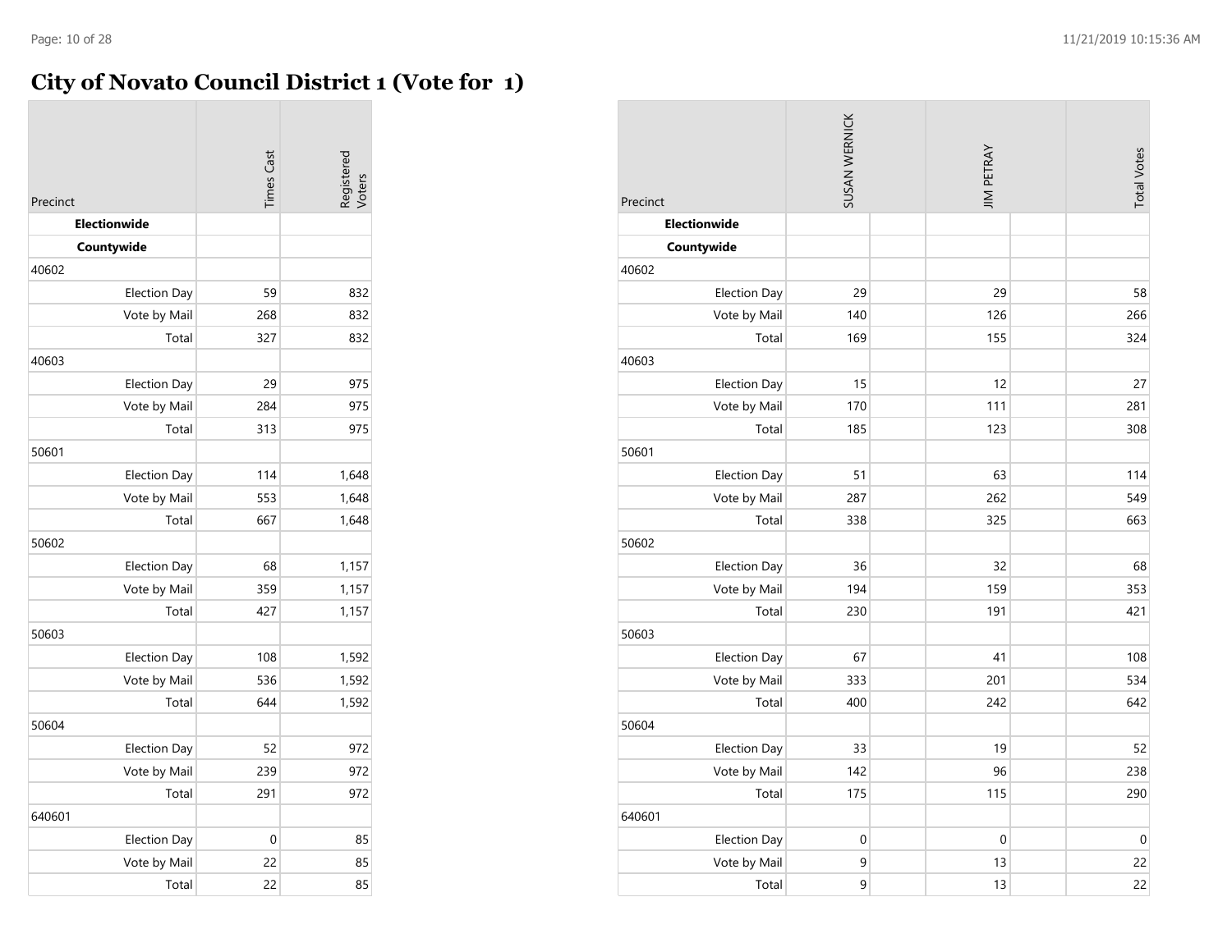# City of Novato Council District 1 (Vote for 1)

| Precinct | Times Cast | Registered Voters |
|---|---|---|
| **Electionwide** | | |
| **Countywide** | | |
| 40602 | | |
| Election Day | 59 | 832 |
| Vote by Mail | 268 | 832 |
| Total | 327 | 832 |
| 40603 | | |
| Election Day | 29 | 975 |
| Vote by Mail | 284 | 975 |
| Total | 313 | 975 |
| 50601 | | |
| Election Day | 114 | 1,648 |
| Vote by Mail | 553 | 1,648 |
| Total | 667 | 1,648 |
| 50602 | | |
| Election Day | 68 | 1,157 |
| Vote by Mail | 359 | 1,157 |
| Total | 427 | 1,157 |
| 50603 | | |
| Election Day | 108 | 1,592 |
| Vote by Mail | 536 | 1,592 |
| Total | 644 | 1,592 |
| 50604 | | |
| Election Day | 52 | 972 |
| Vote by Mail | 239 | 972 |
| Total | 291 | 972 |
| 640601 | | |
| Election Day | 0 | 85 |
| Vote by Mail | 22 | 85 |
| Total | 22 | 85 |

| Precinct | SUSAN WERNICK | JIM PETRAY | Total Votes |
|---|---|---|---|
| **Electionwide** | | | |
| **Countywide** | | | |
| 40602 | | | |
| Election Day | 29 | 29 | 58 |
| Vote by Mail | 140 | 126 | 266 |
| Total | 169 | 155 | 324 |
| 40603 | | | |
| Election Day | 15 | 12 | 27 |
| Vote by Mail | 170 | 111 | 281 |
| Total | 185 | 123 | 308 |
| 50601 | | | |
| Election Day | 51 | 63 | 114 |
| Vote by Mail | 287 | 262 | 549 |
| Total | 338 | 325 | 663 |
| 50602 | | | |
| Election Day | 36 | 32 | 68 |
| Vote by Mail | 194 | 159 | 353 |
| Total | 230 | 191 | 421 |
| 50603 | | | |
| Election Day | 67 | 41 | 108 |
| Vote by Mail | 333 | 201 | 534 |
| Total | 400 | 242 | 642 |
| 50604 | | | |
| Election Day | 33 | 19 | 52 |
| Vote by Mail | 142 | 96 | 238 |
| Total | 175 | 115 | 290 |
| 640601 | | | |
| Election Day | 0 | 0 | 0 |
| Vote by Mail | 9 | 13 | 22 |
| Total | 9 | 13 | 22 |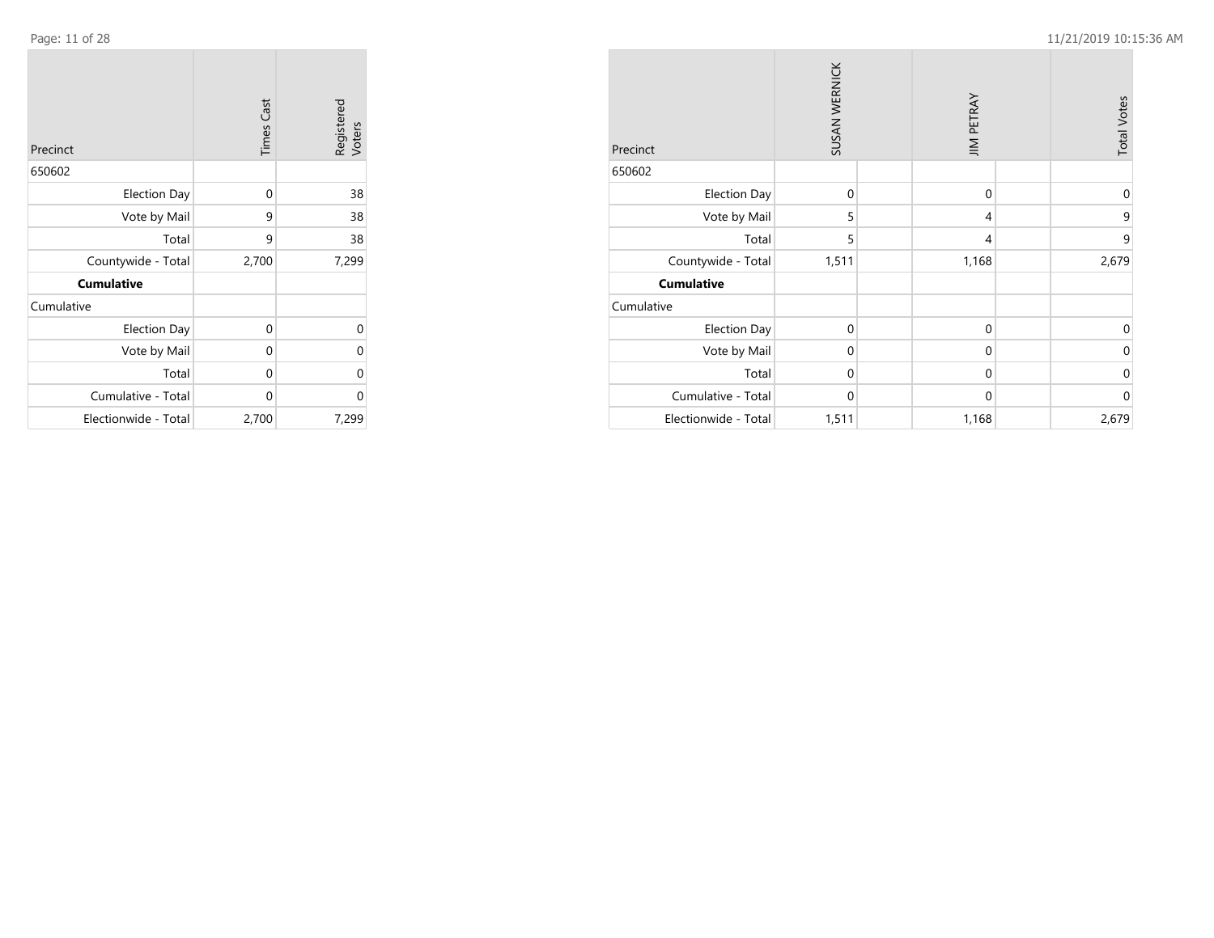| Precinct | Times Cast | Registered Voters |
|---|---|---|
| 650602 | | |
| Election Day | 0 | 38 |
| Vote by Mail | 9 | 38 |
| Total | 9 | 38 |
| Countywide - Total | 2,700 | 7,299 |
| **Cumulative** | | |
| Cumulative | | |
| Election Day | 0 | 0 |
| Vote by Mail | 0 | 0 |
| Total | 0 | 0 |
| Cumulative - Total | 0 | 0 |
| Electionwide - Total | 2,700 | 7,299 |

| Precinct | SUSAN WERNICK | | JIM PETRAY | | Total Votes |
|---|---|---|---|---|---|
| 650602 | | | | | |
| Election Day | 0 | | 0 | | 0 |
| Vote by Mail | 5 | | 4 | | 9 |
| Total | 5 | | 4 | | 9 |
| Countywide - Total | 1,511 | | 1,168 | | 2,679 |
| **Cumulative** | | | | | |
| Cumulative | | | | | |
| Election Day | 0 | | 0 | | 0 |
| Vote by Mail | 0 | | 0 | | 0 |
| Total | 0 | | 0 | | 0 |
| Cumulative - Total | 0 | | 0 | | 0 |
| Electionwide - Total | 1,511 | | 1,168 | | 2,679 |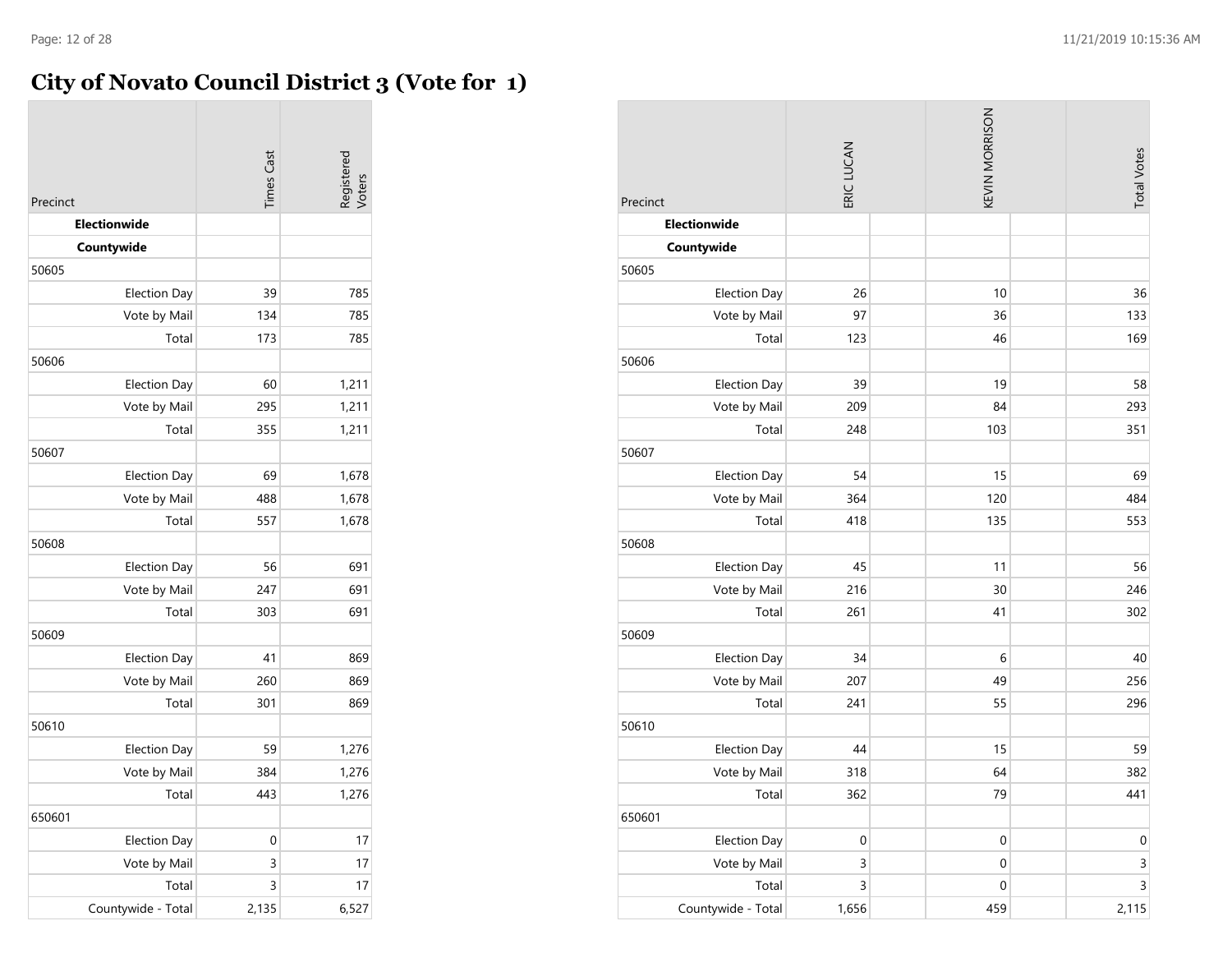# City of Novato Council District 3 (Vote for 1)

| Precinct | Times Cast | Registered Voters |
|---|---|---|
| **Electionwide** | | |
| **Countywide** | | |
| 50605 | | |
| Election Day | 39 | 785 |
| Vote by Mail | 134 | 785 |
| Total | 173 | 785 |
| 50606 | | |
| Election Day | 60 | 1,211 |
| Vote by Mail | 295 | 1,211 |
| Total | 355 | 1,211 |
| 50607 | | |
| Election Day | 69 | 1,678 |
| Vote by Mail | 488 | 1,678 |
| Total | 557 | 1,678 |
| 50608 | | |
| Election Day | 56 | 691 |
| Vote by Mail | 247 | 691 |
| Total | 303 | 691 |
| 50609 | | |
| Election Day | 41 | 869 |
| Vote by Mail | 260 | 869 |
| Total | 301 | 869 |
| 50610 | | |
| Election Day | 59 | 1,276 |
| Vote by Mail | 384 | 1,276 |
| Total | 443 | 1,276 |
| 650601 | | |
| Election Day | 0 | 17 |
| Vote by Mail | 3 | 17 |
| Total | 3 | 17 |
| Countywide - Total | 2,135 | 6,527 |

| Precinct | ERIC LUCAN | KEVIN MORRISON | Total Votes |
|---|---|---|---|
| **Electionwide** | | | |
| **Countywide** | | | |
| 50605 | | | |
| Election Day | 26 | 10 | 36 |
| Vote by Mail | 97 | 36 | 133 |
| Total | 123 | 46 | 169 |
| 50606 | | | |
| Election Day | 39 | 19 | 58 |
| Vote by Mail | 209 | 84 | 293 |
| Total | 248 | 103 | 351 |
| 50607 | | | |
| Election Day | 54 | 15 | 69 |
| Vote by Mail | 364 | 120 | 484 |
| Total | 418 | 135 | 553 |
| 50608 | | | |
| Election Day | 45 | 11 | 56 |
| Vote by Mail | 216 | 30 | 246 |
| Total | 261 | 41 | 302 |
| 50609 | | | |
| Election Day | 34 | 6 | 40 |
| Vote by Mail | 207 | 49 | 256 |
| Total | 241 | 55 | 296 |
| 50610 | | | |
| Election Day | 44 | 15 | 59 |
| Vote by Mail | 318 | 64 | 382 |
| Total | 362 | 79 | 441 |
| 650601 | | | |
| Election Day | 0 | 0 | 0 |
| Vote by Mail | 3 | 0 | 3 |
| Total | 3 | 0 | 3 |
| Countywide - Total | 1,656 | 459 | 2,115 |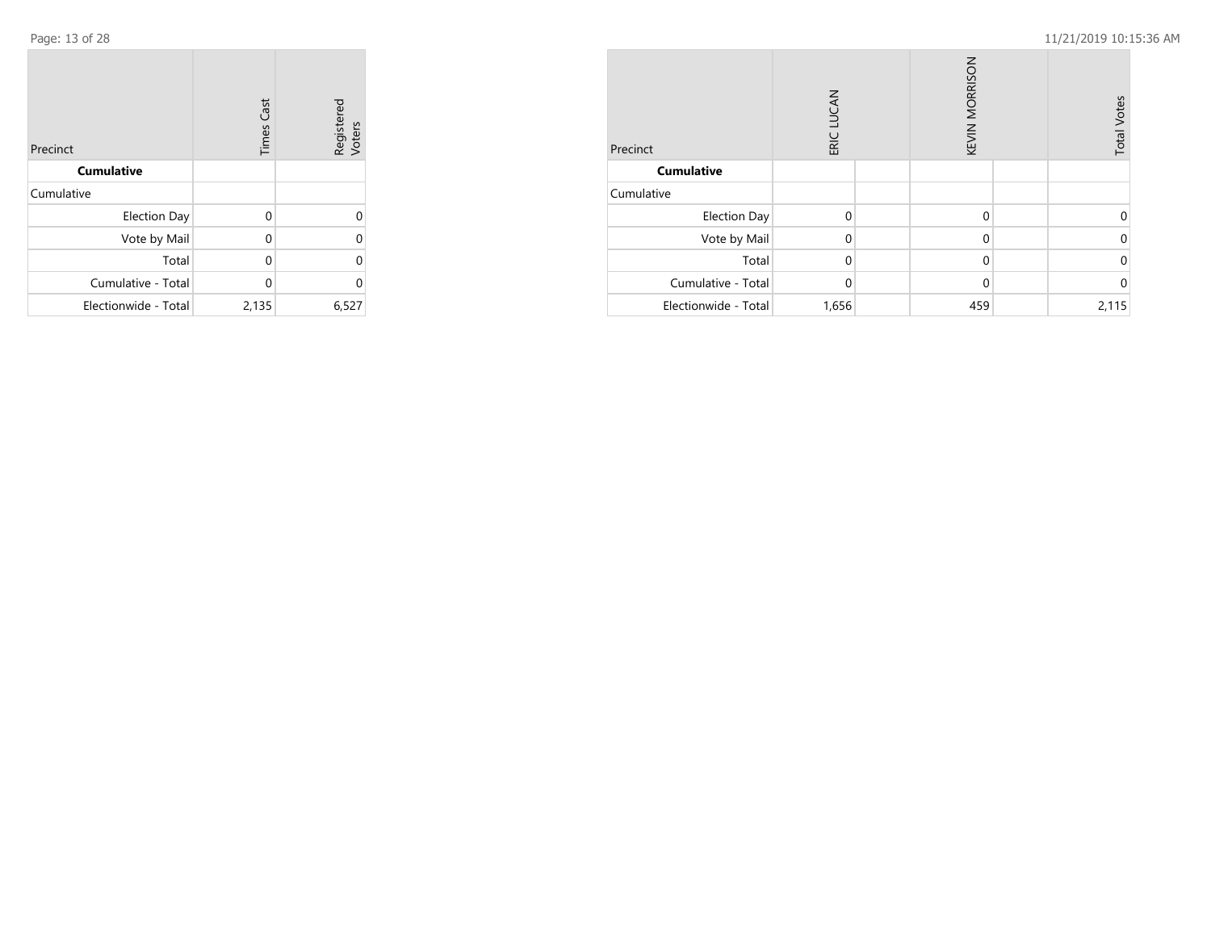| Precinct | Times Cast | Registered Voters |
|---|---|---|
| **Cumulative** | | |
| Cumulative | | |
| Election Day | 0 | 0 |
| Vote by Mail | 0 | 0 |
| Total | 0 | 0 |
| Cumulative - Total | 0 | 0 |
| Electionwide - Total | 2,135 | 6,527 |

| Precinct | ERIC LUCAN | | KEVIN MORRISON | | Total Votes |
|---|---|---|---|---|---|
| **Cumulative** | | | | | |
| Cumulative | | | | | |
| Election Day | 0 | | 0 | | 0 |
| Vote by Mail | 0 | | 0 | | 0 |
| Total | 0 | | 0 | | 0 |
| Cumulative - Total | 0 | | 0 | | 0 |
| Electionwide - Total | 1,656 | | 459 | | 2,115 |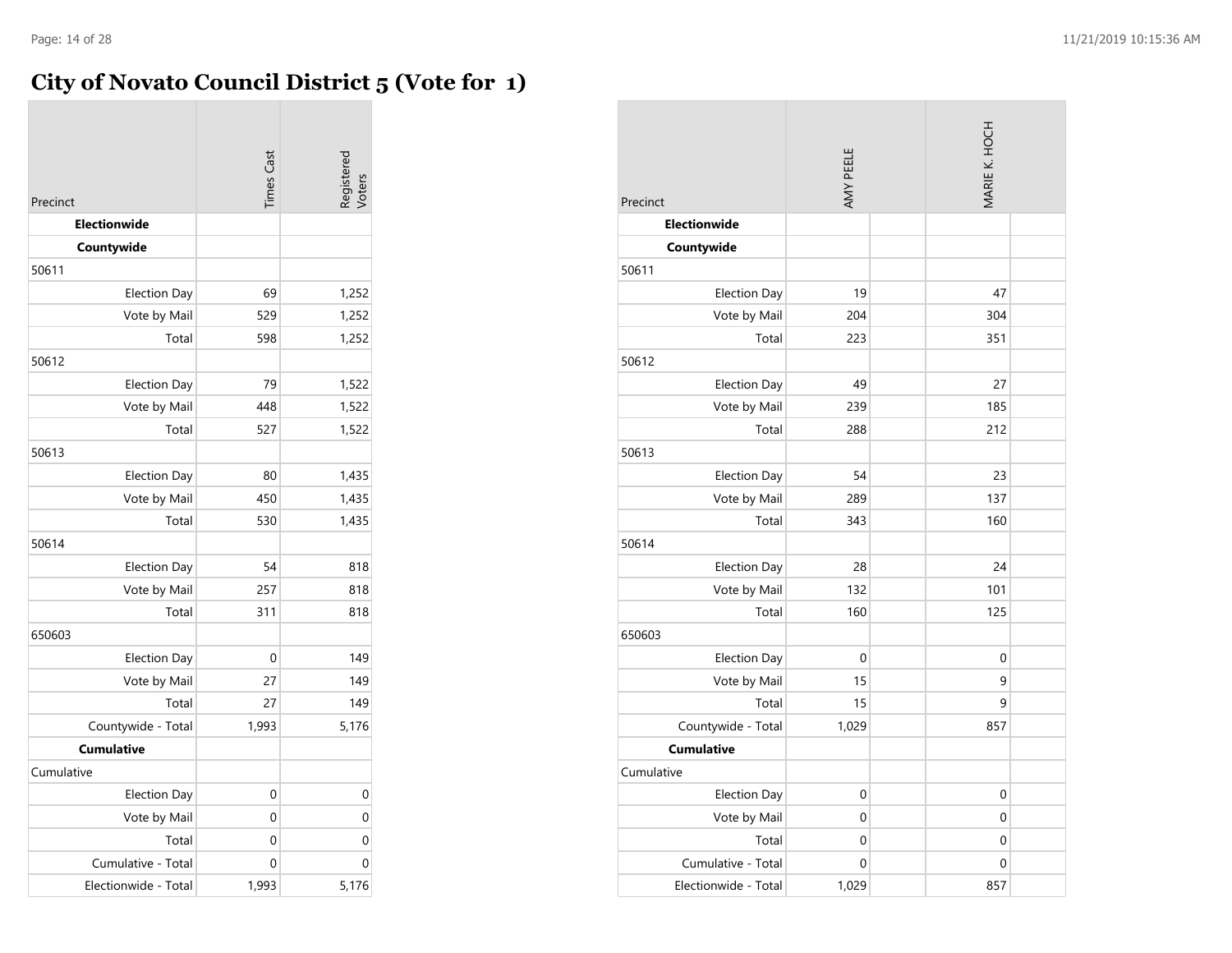# City of Novato Council District 5 (Vote for 1)

| Precinct | Times Cast | Registered Voters | AMY PEELE | MARIE K. HOCH |
|---|---|---|---|---|
| **Electionwide** | | | | |
| **Countywide** | | | | |
| 50611 | | | | |
| Election Day | 69 | 1,252 | 19 | 47 |
| Vote by Mail | 529 | 1,252 | 204 | 304 |
| Total | 598 | 1,252 | 223 | 351 |
| 50612 | | | | |
| Election Day | 79 | 1,522 | 49 | 27 |
| Vote by Mail | 448 | 1,522 | 239 | 185 |
| Total | 527 | 1,522 | 288 | 212 |
| 50613 | | | | |
| Election Day | 80 | 1,435 | 54 | 23 |
| Vote by Mail | 450 | 1,435 | 289 | 137 |
| Total | 530 | 1,435 | 343 | 160 |
| 50614 | | | | |
| Election Day | 54 | 818 | 28 | 24 |
| Vote by Mail | 257 | 818 | 132 | 101 |
| Total | 311 | 818 | 160 | 125 |
| 650603 | | | | |
| Election Day | 0 | 149 | 0 | 0 |
| Vote by Mail | 27 | 149 | 15 | 9 |
| Total | 27 | 149 | 15 | 9 |
| Countywide - Total | 1,993 | 5,176 | 1,029 | 857 |
| **Cumulative** | | | | |
| Cumulative | | | | |
| Election Day | 0 | 0 | 0 | 0 |
| Vote by Mail | 0 | 0 | 0 | 0 |
| Total | 0 | 0 | 0 | 0 |
| Cumulative - Total | 0 | 0 | 0 | 0 |
| Electionwide - Total | 1,993 | 5,176 | 1,029 | 857 |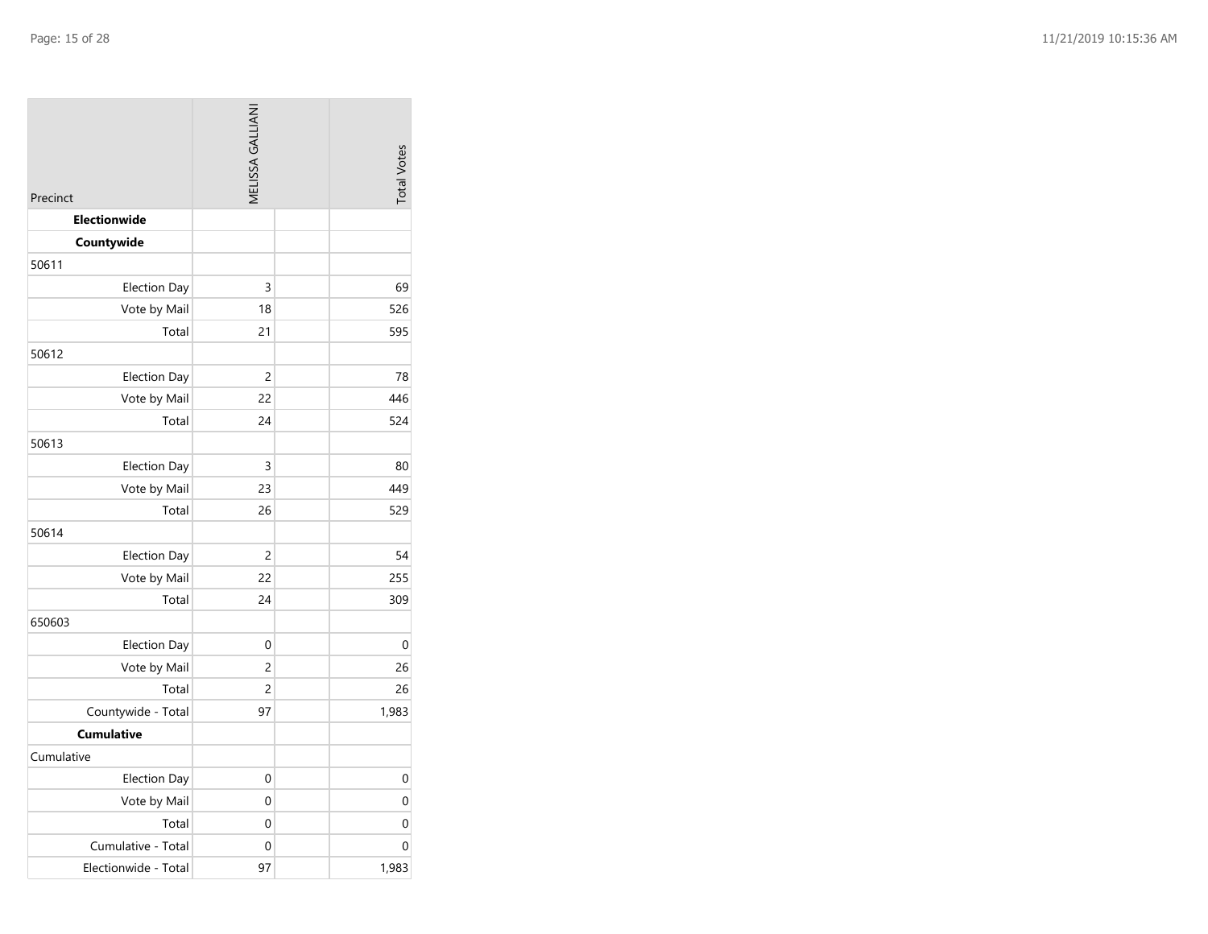| Precinct | MELISSA GALLIANI | | Total Votes |
|---|---|---|---|
| **Electionwide** | | | |
| **Countywide** | | | |
| 50611 | | | |
| Election Day | 3 | | 69 |
| Vote by Mail | 18 | | 526 |
| Total | 21 | | 595 |
| 50612 | | | |
| Election Day | 2 | | 78 |
| Vote by Mail | 22 | | 446 |
| Total | 24 | | 524 |
| 50613 | | | |
| Election Day | 3 | | 80 |
| Vote by Mail | 23 | | 449 |
| Total | 26 | | 529 |
| 50614 | | | |
| Election Day | 2 | | 54 |
| Vote by Mail | 22 | | 255 |
| Total | 24 | | 309 |
| 650603 | | | |
| Election Day | 0 | | 0 |
| Vote by Mail | 2 | | 26 |
| Total | 2 | | 26 |
| Countywide - Total | 97 | | 1,983 |
| **Cumulative** | | | |
| Cumulative | | | |
| Election Day | 0 | | 0 |
| Vote by Mail | 0 | | 0 |
| Total | 0 | | 0 |
| Cumulative - Total | 0 | | 0 |
| Electionwide - Total | 97 | | 1,983 |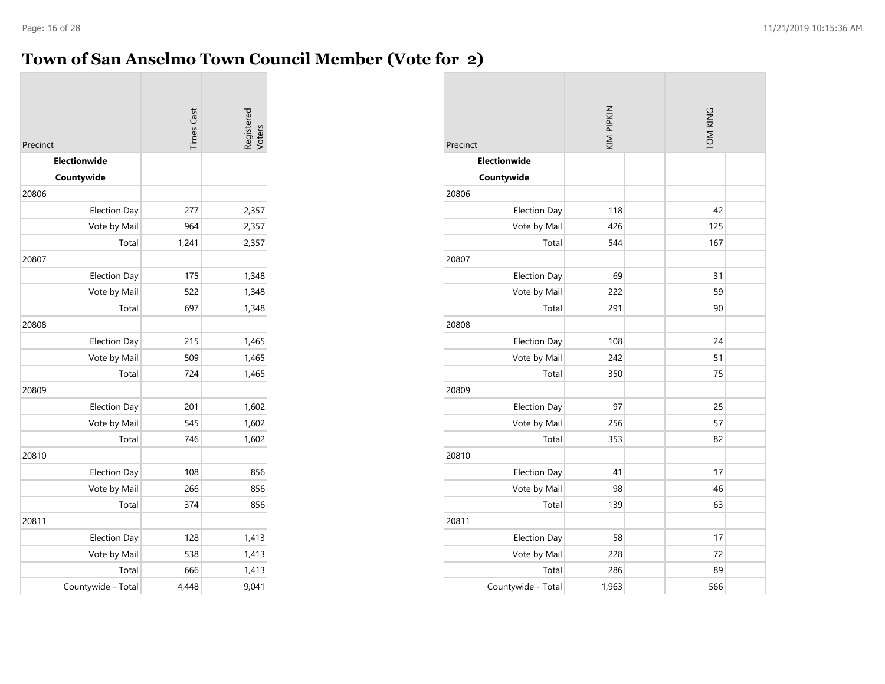# Town of San Anselmo Town Council Member (Vote for 2)

| Precinct | Times Cast | Registered Voters |
|---|---|---|
| **Electionwide** | | |
| **Countywide** | | |
| 20806 | | |
| Election Day | 277 | 2,357 |
| Vote by Mail | 964 | 2,357 |
| Total | 1,241 | 2,357 |
| 20807 | | |
| Election Day | 175 | 1,348 |
| Vote by Mail | 522 | 1,348 |
| Total | 697 | 1,348 |
| 20808 | | |
| Election Day | 215 | 1,465 |
| Vote by Mail | 509 | 1,465 |
| Total | 724 | 1,465 |
| 20809 | | |
| Election Day | 201 | 1,602 |
| Vote by Mail | 545 | 1,602 |
| Total | 746 | 1,602 |
| 20810 | | |
| Election Day | 108 | 856 |
| Vote by Mail | 266 | 856 |
| Total | 374 | 856 |
| 20811 | | |
| Election Day | 128 | 1,413 |
| Vote by Mail | 538 | 1,413 |
| Total | 666 | 1,413 |
| Countywide - Total | 4,448 | 9,041 |

| Precinct | KIM PIPKIN | | TOM KING | |
|---|---|---|---|---|
| **Electionwide** | | | | |
| **Countywide** | | | | |
| 20806 | | | | |
| Election Day | 118 | | 42 | |
| Vote by Mail | 426 | | 125 | |
| Total | 544 | | 167 | |
| 20807 | | | | |
| Election Day | 69 | | 31 | |
| Vote by Mail | 222 | | 59 | |
| Total | 291 | | 90 | |
| 20808 | | | | |
| Election Day | 108 | | 24 | |
| Vote by Mail | 242 | | 51 | |
| Total | 350 | | 75 | |
| 20809 | | | | |
| Election Day | 97 | | 25 | |
| Vote by Mail | 256 | | 57 | |
| Total | 353 | | 82 | |
| 20810 | | | | |
| Election Day | 41 | | 17 | |
| Vote by Mail | 98 | | 46 | |
| Total | 139 | | 63 | |
| 20811 | | | | |
| Election Day | 58 | | 17 | |
| Vote by Mail | 228 | | 72 | |
| Total | 286 | | 89 | |
| Countywide - Total | 1,963 | | 566 | |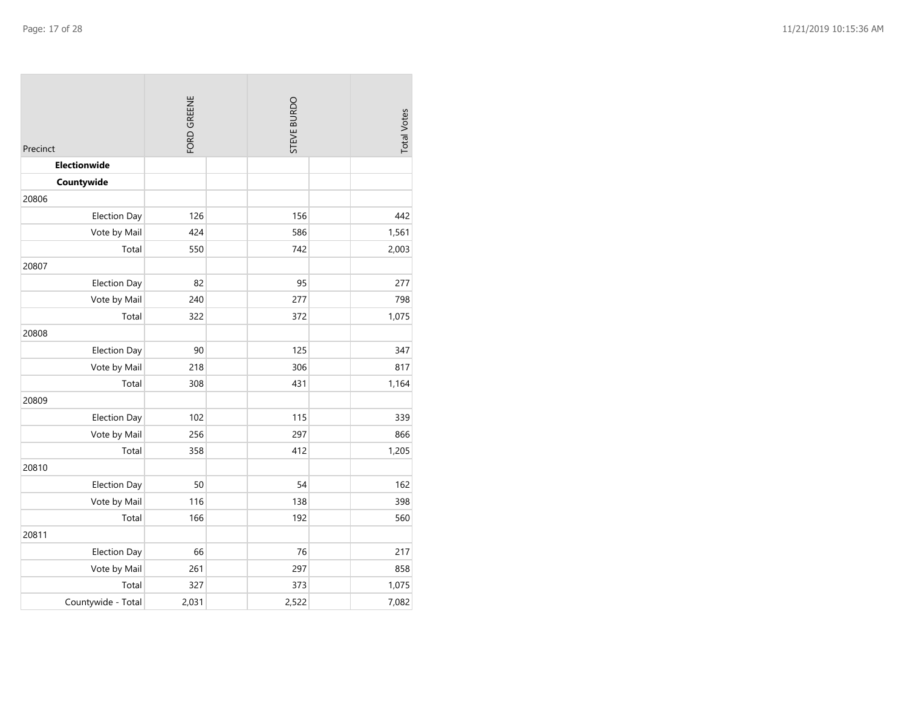| Precinct | FORD GREENE | | STEVE BURDO | | Total Votes |
|---|---|---|---|---|---|
| **Electionwide** | | | | | |
| **Countywide** | | | | | |
| 20806 | | | | | |
| Election Day | 126 | | 156 | | 442 |
| Vote by Mail | 424 | | 586 | | 1,561 |
| Total | 550 | | 742 | | 2,003 |
| 20807 | | | | | |
| Election Day | 82 | | 95 | | 277 |
| Vote by Mail | 240 | | 277 | | 798 |
| Total | 322 | | 372 | | 1,075 |
| 20808 | | | | | |
| Election Day | 90 | | 125 | | 347 |
| Vote by Mail | 218 | | 306 | | 817 |
| Total | 308 | | 431 | | 1,164 |
| 20809 | | | | | |
| Election Day | 102 | | 115 | | 339 |
| Vote by Mail | 256 | | 297 | | 866 |
| Total | 358 | | 412 | | 1,205 |
| 20810 | | | | | |
| Election Day | 50 | | 54 | | 162 |
| Vote by Mail | 116 | | 138 | | 398 |
| Total | 166 | | 192 | | 560 |
| 20811 | | | | | |
| Election Day | 66 | | 76 | | 217 |
| Vote by Mail | 261 | | 297 | | 858 |
| Total | 327 | | 373 | | 1,075 |
| Countywide - Total | 2,031 | | 2,522 | | 7,082 |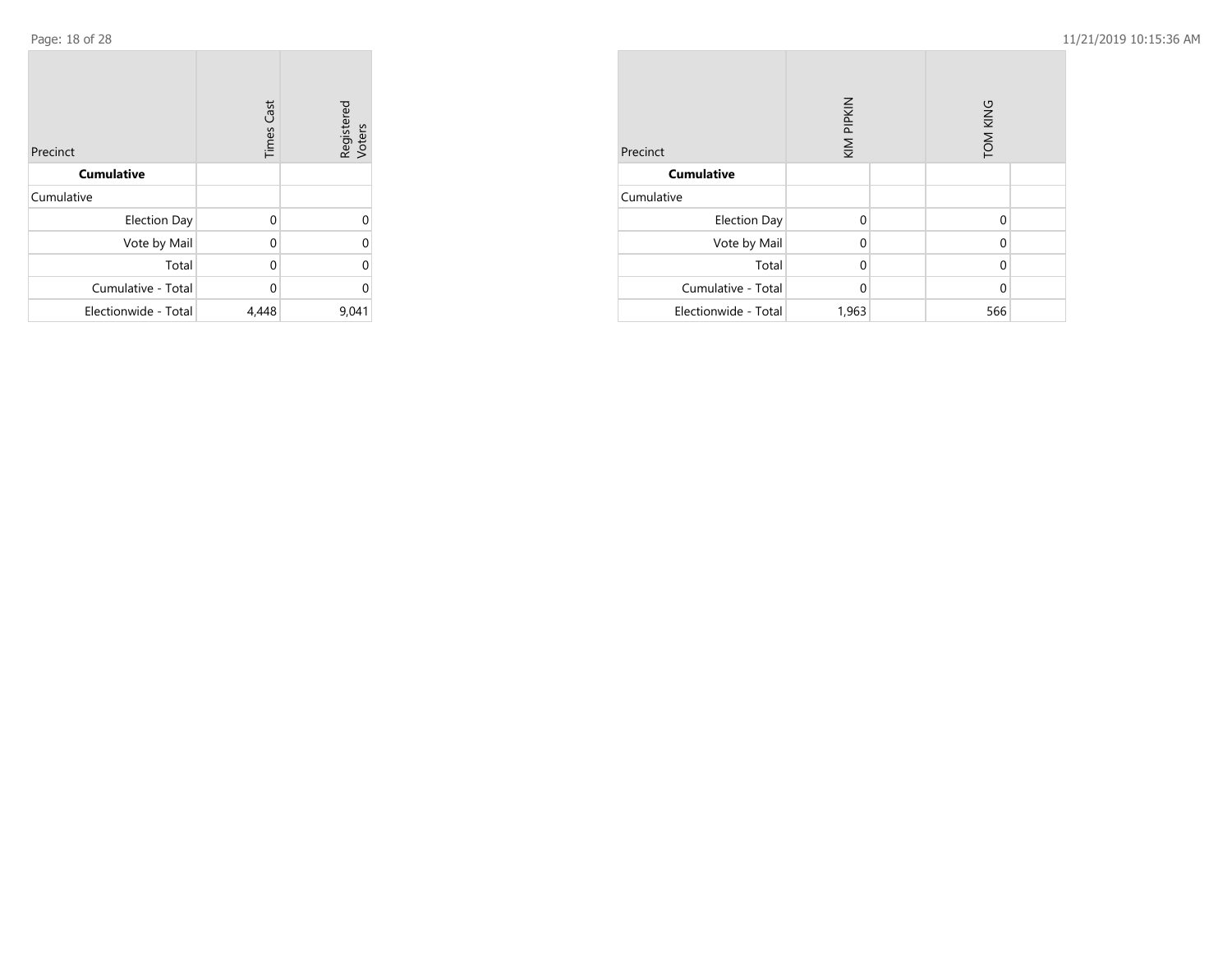| Precinct | Times Cast | Registered Voters |
|---|---|---|
| **Cumulative** | | |
| Cumulative | | |
| Election Day | 0 | 0 |
| Vote by Mail | 0 | 0 |
| Total | 0 | 0 |
| Cumulative - Total | 0 | 0 |
| Electionwide - Total | 4,448 | 9,041 |

| Precinct | KIM PIPKIN | | TOM KING | |
|---|---|---|---|---|
| **Cumulative** | | | | |
| Cumulative | | | | |
| Election Day | 0 | | 0 | |
| Vote by Mail | 0 | | 0 | |
| Total | 0 | | 0 | |
| Cumulative - Total | 0 | | 0 | |
| Electionwide - Total | 1,963 | | 566 | |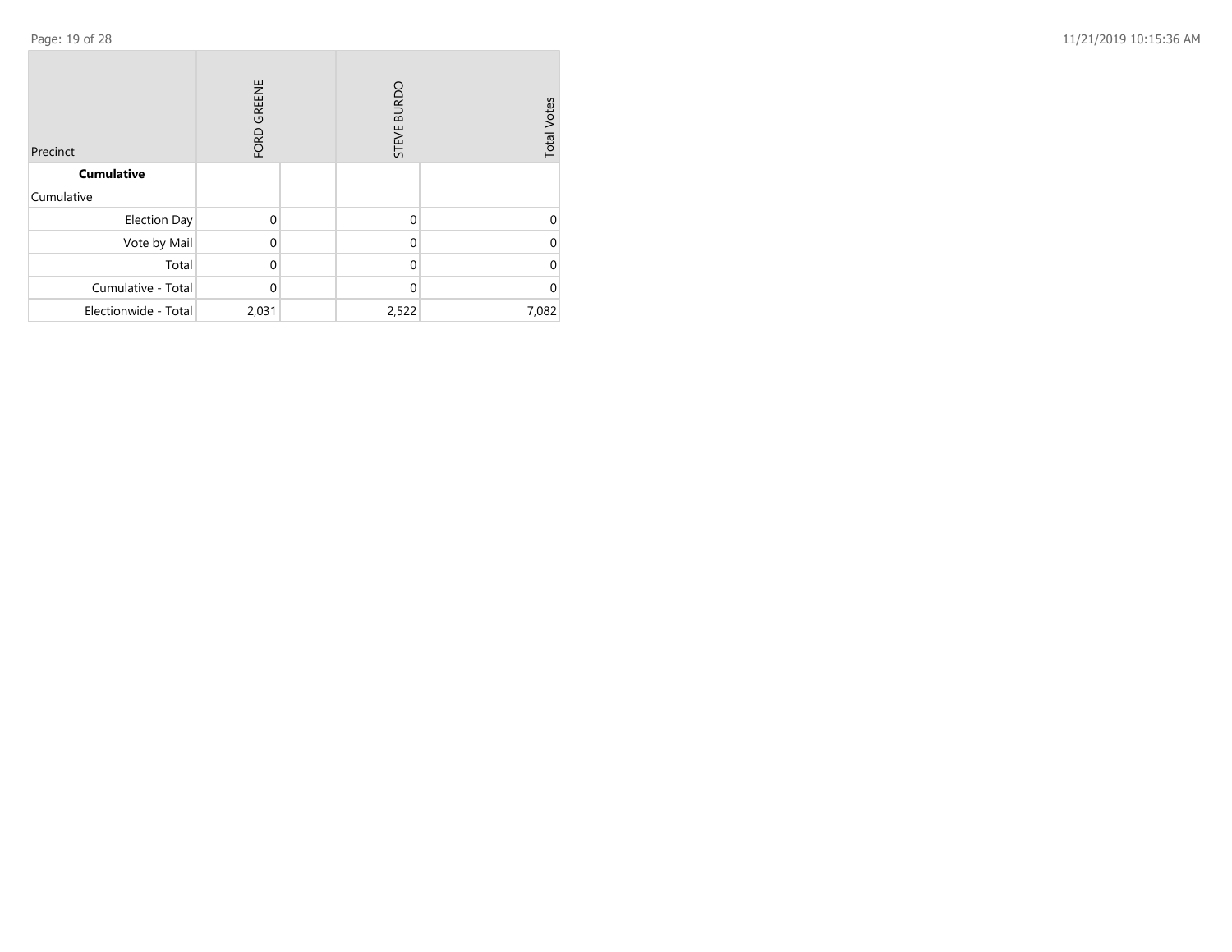| Precinct | FORD GREENE | | STEVE BURDO | | Total Votes |
|---|---|---|---|---|---|
| **Cumulative** | | | | | |
| Cumulative | | | | | |
| Election Day | 0 | | 0 | | 0 |
| Vote by Mail | 0 | | 0 | | 0 |
| Total | 0 | | 0 | | 0 |
| Cumulative - Total | 0 | | 0 | | 0 |
| Electionwide - Total | 2,031 | | 2,522 | | 7,082 |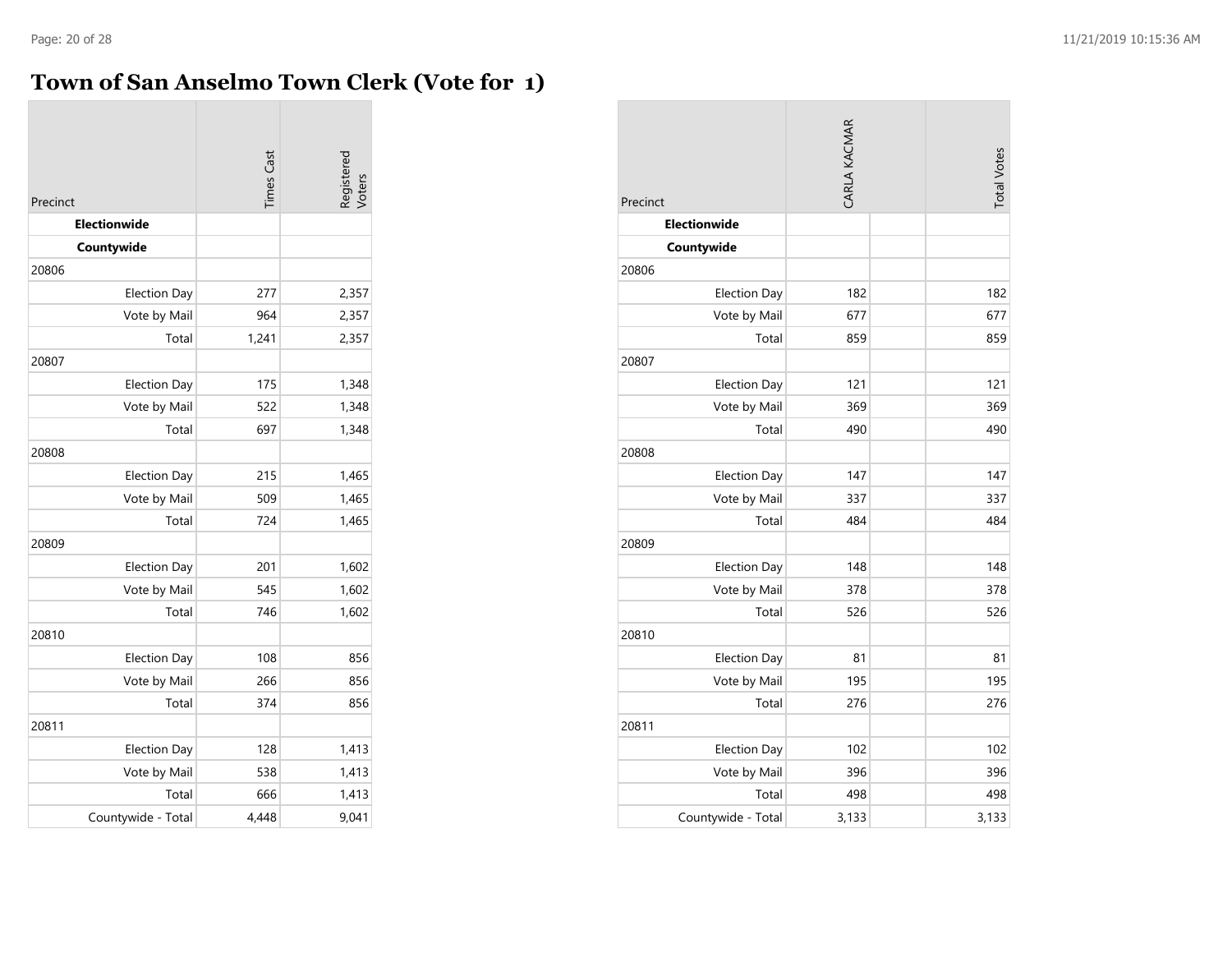# Town of San Anselmo Town Clerk (Vote for 1)

| Precinct | Times Cast | Registered Voters |
|---|---|---|
| **Electionwide** | | |
| **Countywide** | | |
| 20806 | | |
| Election Day | 277 | 2,357 |
| Vote by Mail | 964 | 2,357 |
| Total | 1,241 | 2,357 |
| 20807 | | |
| Election Day | 175 | 1,348 |
| Vote by Mail | 522 | 1,348 |
| Total | 697 | 1,348 |
| 20808 | | |
| Election Day | 215 | 1,465 |
| Vote by Mail | 509 | 1,465 |
| Total | 724 | 1,465 |
| 20809 | | |
| Election Day | 201 | 1,602 |
| Vote by Mail | 545 | 1,602 |
| Total | 746 | 1,602 |
| 20810 | | |
| Election Day | 108 | 856 |
| Vote by Mail | 266 | 856 |
| Total | 374 | 856 |
| 20811 | | |
| Election Day | 128 | 1,413 |
| Vote by Mail | 538 | 1,413 |
| Total | 666 | 1,413 |
| Countywide - Total | 4,448 | 9,041 |

| Precinct | CARLA KACMAR | | Total Votes |
|---|---|---|---|
| **Electionwide** | | | |
| **Countywide** | | | |
| 20806 | | | |
| Election Day | 182 | | 182 |
| Vote by Mail | 677 | | 677 |
| Total | 859 | | 859 |
| 20807 | | | |
| Election Day | 121 | | 121 |
| Vote by Mail | 369 | | 369 |
| Total | 490 | | 490 |
| 20808 | | | |
| Election Day | 147 | | 147 |
| Vote by Mail | 337 | | 337 |
| Total | 484 | | 484 |
| 20809 | | | |
| Election Day | 148 | | 148 |
| Vote by Mail | 378 | | 378 |
| Total | 526 | | 526 |
| 20810 | | | |
| Election Day | 81 | | 81 |
| Vote by Mail | 195 | | 195 |
| Total | 276 | | 276 |
| 20811 | | | |
| Election Day | 102 | | 102 |
| Vote by Mail | 396 | | 396 |
| Total | 498 | | 498 |
| Countywide - Total | 3,133 | | 3,133 |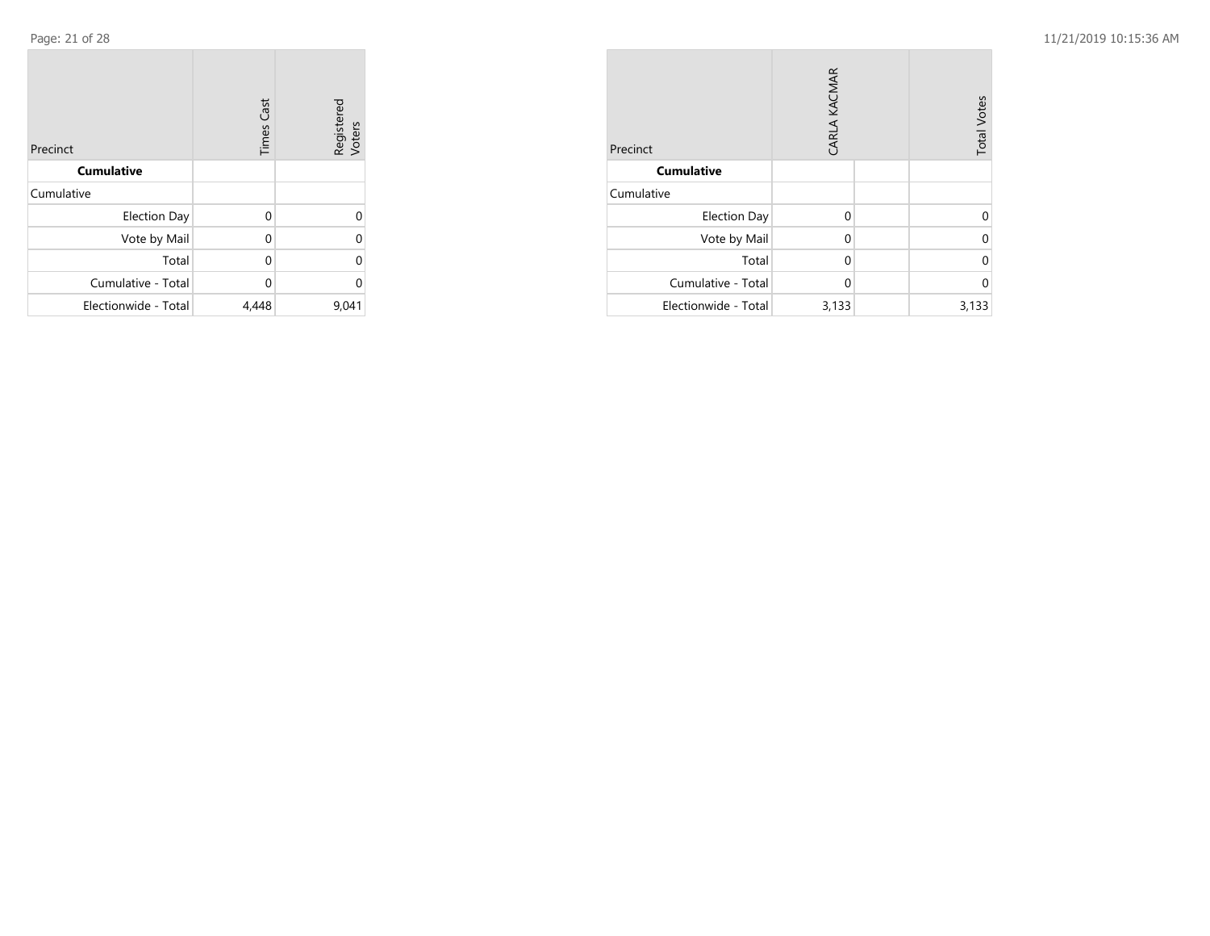| Precinct | Times Cast | Registered Voters |
|---|---|---|
| **Cumulative** | | |
| Cumulative | | |
| Election Day | 0 | 0 |
| Vote by Mail | 0 | 0 |
| Total | 0 | 0 |
| Cumulative - Total | 0 | 0 |
| Electionwide - Total | 4,448 | 9,041 |

| Precinct | CARLA KACMAR | | Total Votes |
|---|---|---|---|
| **Cumulative** | | | |
| Cumulative | | | |
| Election Day | 0 | | 0 |
| Vote by Mail | 0 | | 0 |
| Total | 0 | | 0 |
| Cumulative - Total | 0 | | 0 |
| Electionwide - Total | 3,133 | | 3,133 |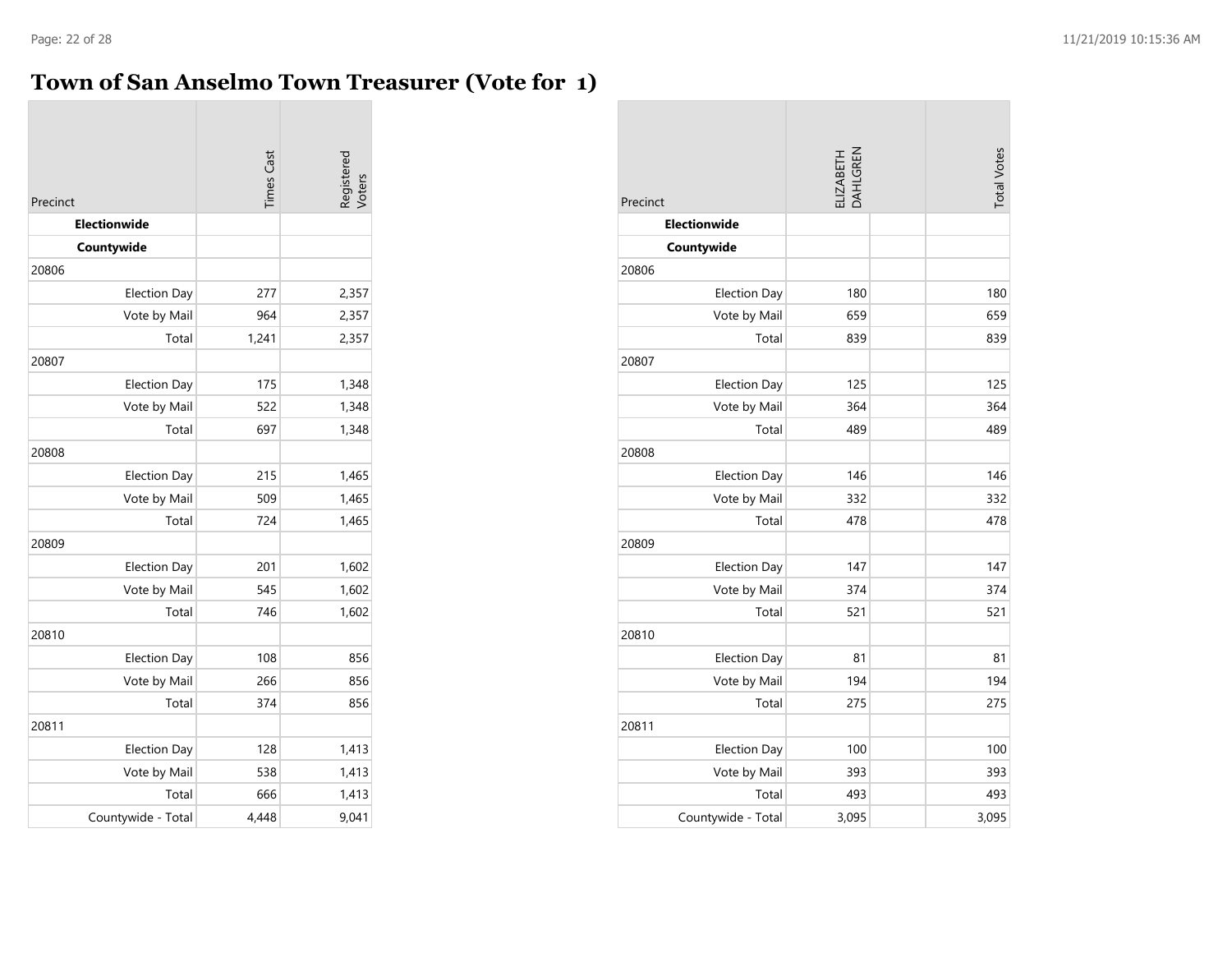# Town of San Anselmo Town Treasurer (Vote for 1)

| Precinct | Times Cast | Registered Voters |
|---|---|---|
| **Electionwide** | | |
| **Countywide** | | |
| 20806 | | |
| Election Day | 277 | 2,357 |
| Vote by Mail | 964 | 2,357 |
| Total | 1,241 | 2,357 |
| 20807 | | |
| Election Day | 175 | 1,348 |
| Vote by Mail | 522 | 1,348 |
| Total | 697 | 1,348 |
| 20808 | | |
| Election Day | 215 | 1,465 |
| Vote by Mail | 509 | 1,465 |
| Total | 724 | 1,465 |
| 20809 | | |
| Election Day | 201 | 1,602 |
| Vote by Mail | 545 | 1,602 |
| Total | 746 | 1,602 |
| 20810 | | |
| Election Day | 108 | 856 |
| Vote by Mail | 266 | 856 |
| Total | 374 | 856 |
| 20811 | | |
| Election Day | 128 | 1,413 |
| Vote by Mail | 538 | 1,413 |
| Total | 666 | 1,413 |
| Countywide - Total | 4,448 | 9,041 |

| Precinct | ELIZABETH DAHLGREN | | Total Votes |
|---|---|---|---|
| **Electionwide** | | | |
| **Countywide** | | | |
| 20806 | | | |
| Election Day | 180 | | 180 |
| Vote by Mail | 659 | | 659 |
| Total | 839 | | 839 |
| 20807 | | | |
| Election Day | 125 | | 125 |
| Vote by Mail | 364 | | 364 |
| Total | 489 | | 489 |
| 20808 | | | |
| Election Day | 146 | | 146 |
| Vote by Mail | 332 | | 332 |
| Total | 478 | | 478 |
| 20809 | | | |
| Election Day | 147 | | 147 |
| Vote by Mail | 374 | | 374 |
| Total | 521 | | 521 |
| 20810 | | | |
| Election Day | 81 | | 81 |
| Vote by Mail | 194 | | 194 |
| Total | 275 | | 275 |
| 20811 | | | |
| Election Day | 100 | | 100 |
| Vote by Mail | 393 | | 393 |
| Total | 493 | | 493 |
| Countywide - Total | 3,095 | | 3,095 |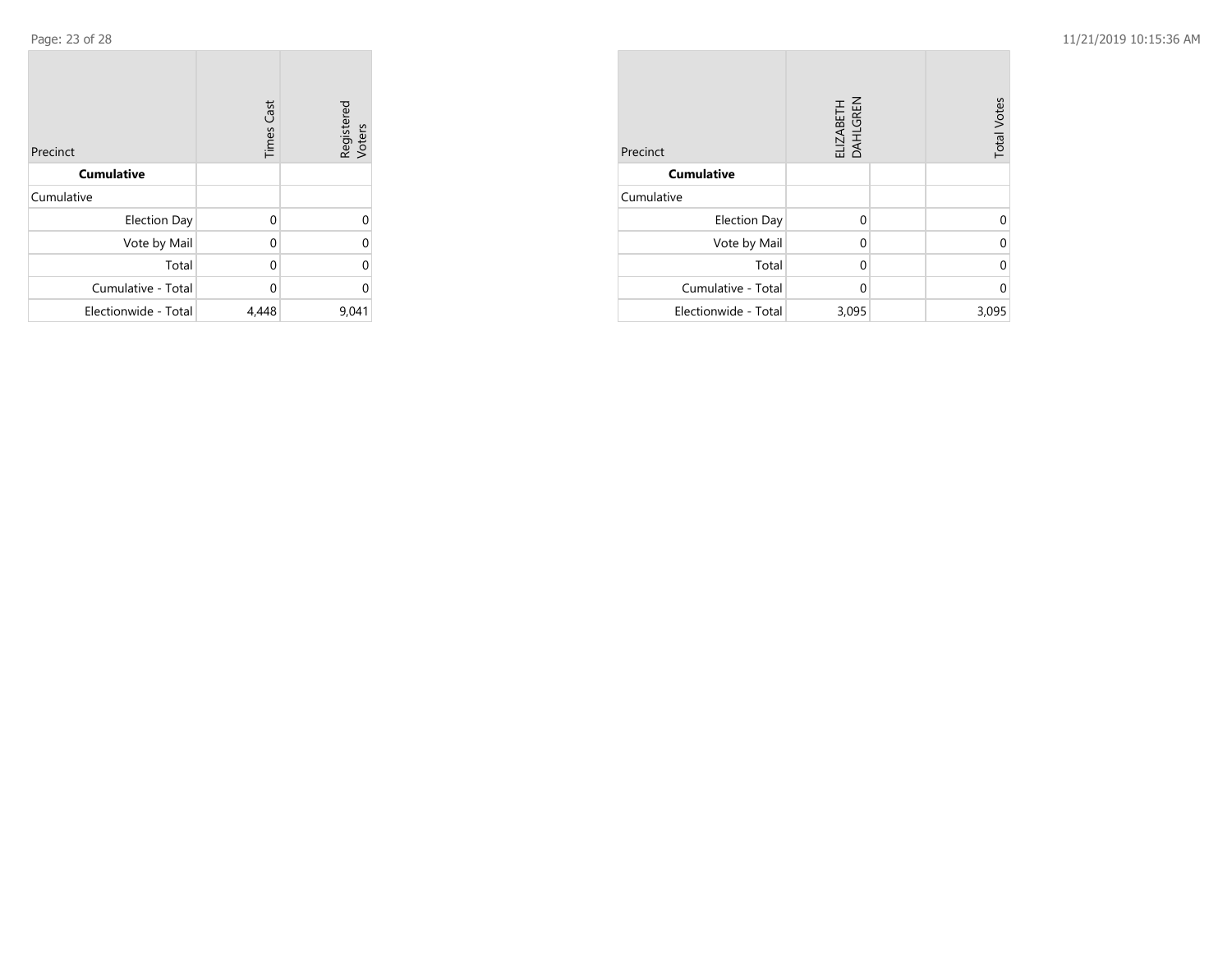| Precinct | Times Cast | Registered Voters |
|---|---|---|
| **Cumulative** | | |
| Cumulative | | |
| Election Day | 0 | 0 |
| Vote by Mail | 0 | 0 |
| Total | 0 | 0 |
| Cumulative - Total | 0 | 0 |
| Electionwide - Total | 4,448 | 9,041 |

| Precinct | ELIZABETH DAHLGREN | | Total Votes |
|---|---|---|---|
| **Cumulative** | | | |
| Cumulative | | | |
| Election Day | 0 | | 0 |
| Vote by Mail | 0 | | 0 |
| Total | 0 | | 0 |
| Cumulative - Total | 0 | | 0 |
| Electionwide - Total | 3,095 | | 3,095 |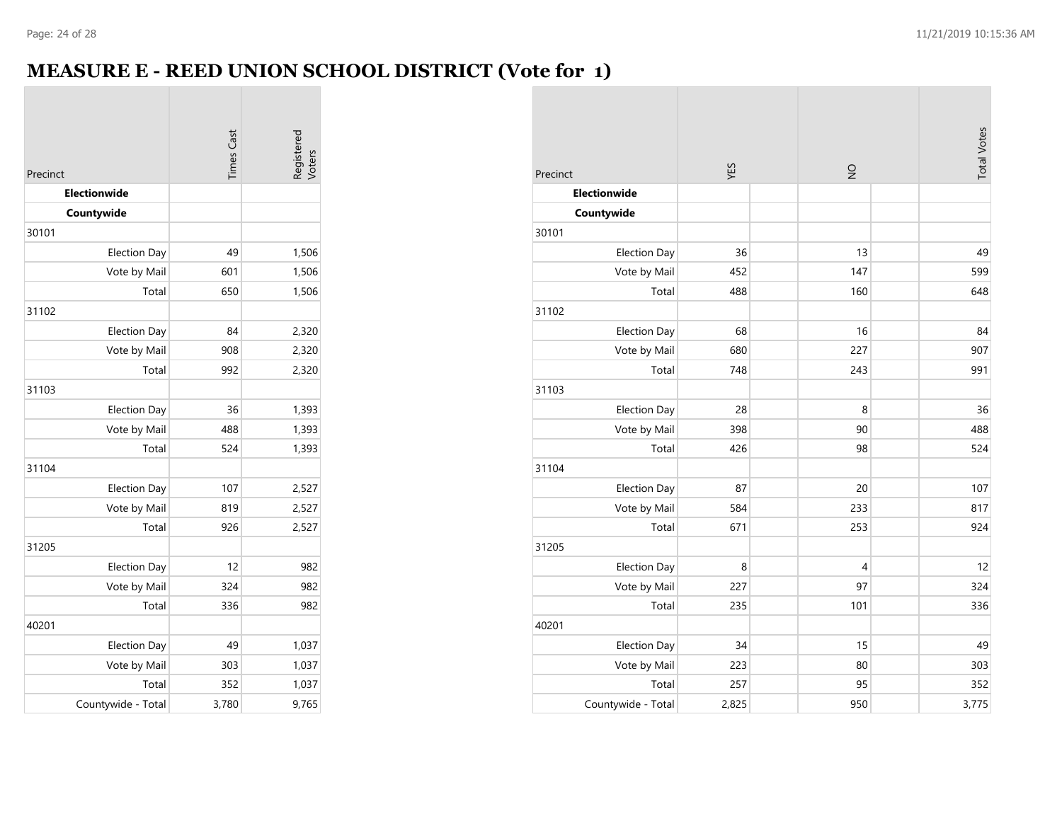# MEASURE E - REED UNION SCHOOL DISTRICT (Vote for 1)

| Precinct | Times Cast | Registered Voters |
|---|---|---|
| **Electionwide** | | |
| **Countywide** | | |
| 30101 | | |
| Election Day | 49 | 1,506 |
| Vote by Mail | 601 | 1,506 |
| Total | 650 | 1,506 |
| 31102 | | |
| Election Day | 84 | 2,320 |
| Vote by Mail | 908 | 2,320 |
| Total | 992 | 2,320 |
| 31103 | | |
| Election Day | 36 | 1,393 |
| Vote by Mail | 488 | 1,393 |
| Total | 524 | 1,393 |
| 31104 | | |
| Election Day | 107 | 2,527 |
| Vote by Mail | 819 | 2,527 |
| Total | 926 | 2,527 |
| 31205 | | |
| Election Day | 12 | 982 |
| Vote by Mail | 324 | 982 |
| Total | 336 | 982 |
| 40201 | | |
| Election Day | 49 | 1,037 |
| Vote by Mail | 303 | 1,037 |
| Total | 352 | 1,037 |
| Countywide - Total | 3,780 | 9,765 |

| Precinct | YES | NO | Total Votes |
|---|---|---|---|
| **Electionwide** | | | |
| **Countywide** | | | |
| 30101 | | | |
| Election Day | 36 | 13 | 49 |
| Vote by Mail | 452 | 147 | 599 |
| Total | 488 | 160 | 648 |
| 31102 | | | |
| Election Day | 68 | 16 | 84 |
| Vote by Mail | 680 | 227 | 907 |
| Total | 748 | 243 | 991 |
| 31103 | | | |
| Election Day | 28 | 8 | 36 |
| Vote by Mail | 398 | 90 | 488 |
| Total | 426 | 98 | 524 |
| 31104 | | | |
| Election Day | 87 | 20 | 107 |
| Vote by Mail | 584 | 233 | 817 |
| Total | 671 | 253 | 924 |
| 31205 | | | |
| Election Day | 8 | 4 | 12 |
| Vote by Mail | 227 | 97 | 324 |
| Total | 235 | 101 | 336 |
| 40201 | | | |
| Election Day | 34 | 15 | 49 |
| Vote by Mail | 223 | 80 | 303 |
| Total | 257 | 95 | 352 |
| Countywide - Total | 2,825 | 950 | 3,775 |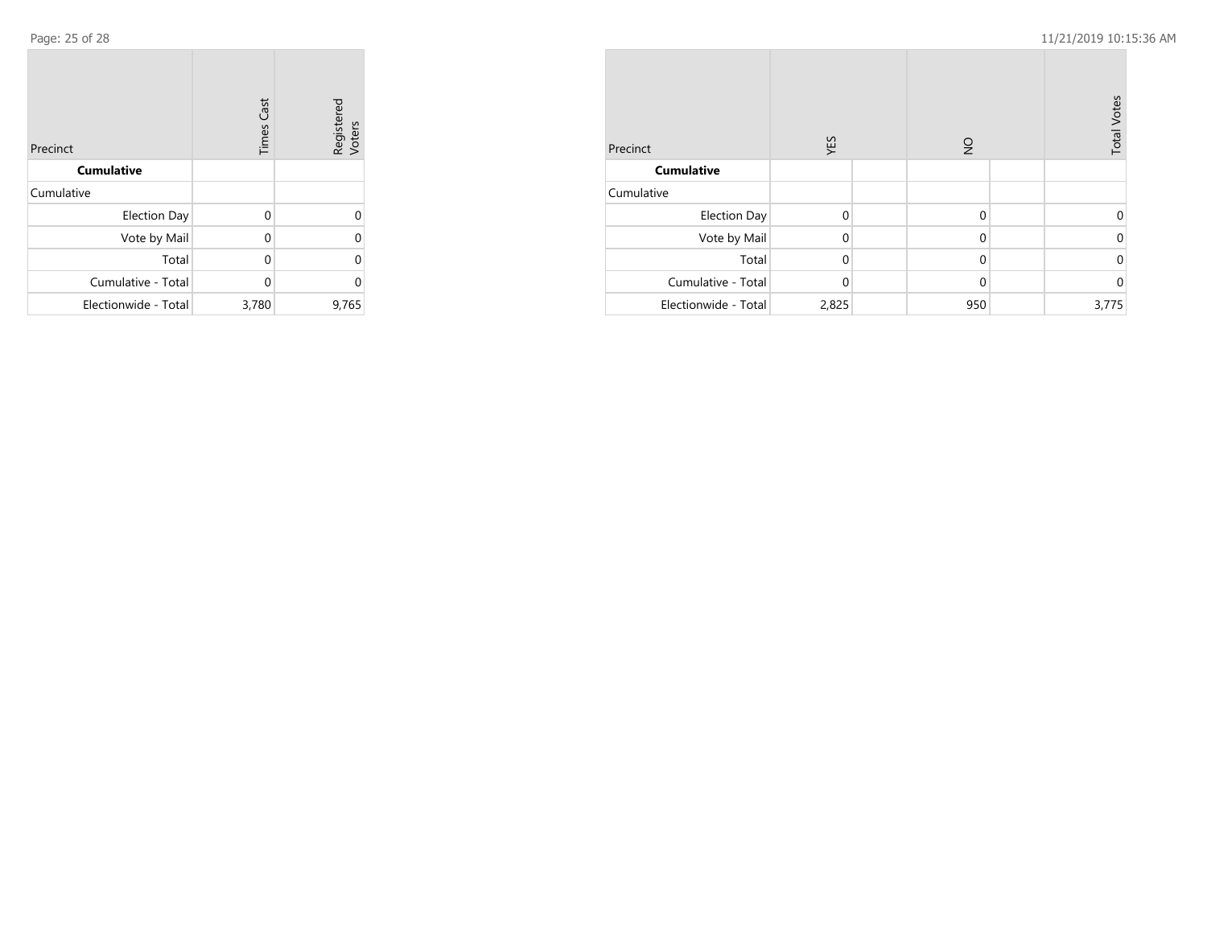| Precinct | Times Cast | Registered Voters |
|---|---|---|
| **Cumulative** | | |
| Cumulative | | |
| Election Day | 0 | 0 |
| Vote by Mail | 0 | 0 |
| Total | 0 | 0 |
| Cumulative - Total | 0 | 0 |
| Electionwide - Total | 3,780 | 9,765 |

| Precinct | YES | | NO | | Total Votes |
|---|---|---|---|---|---|
| **Cumulative** | | | | | |
| Cumulative | | | | | |
| Election Day | 0 | | 0 | | 0 |
| Vote by Mail | 0 | | 0 | | 0 |
| Total | 0 | | 0 | | 0 |
| Cumulative - Total | 0 | | 0 | | 0 |
| Electionwide - Total | 2,825 | | 950 | | 3,775 |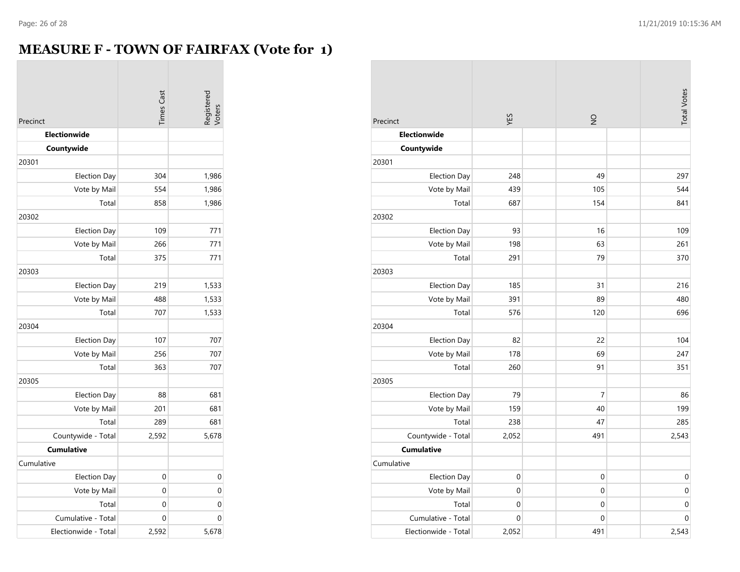# MEASURE F - TOWN OF FAIRFAX (Vote for 1)

| Precinct | Times Cast | Registered Voters |
|---|---|---|
| **Electionwide** | | |
| **Countywide** | | |
| 20301 | | |
| Election Day | 304 | 1,986 |
| Vote by Mail | 554 | 1,986 |
| Total | 858 | 1,986 |
| 20302 | | |
| Election Day | 109 | 771 |
| Vote by Mail | 266 | 771 |
| Total | 375 | 771 |
| 20303 | | |
| Election Day | 219 | 1,533 |
| Vote by Mail | 488 | 1,533 |
| Total | 707 | 1,533 |
| 20304 | | |
| Election Day | 107 | 707 |
| Vote by Mail | 256 | 707 |
| Total | 363 | 707 |
| 20305 | | |
| Election Day | 88 | 681 |
| Vote by Mail | 201 | 681 |
| Total | 289 | 681 |
| Countywide - Total | 2,592 | 5,678 |
| **Cumulative** | | |
| Cumulative | | |
| Election Day | 0 | 0 |
| Vote by Mail | 0 | 0 |
| Total | 0 | 0 |
| Cumulative - Total | 0 | 0 |
| Electionwide - Total | 2,592 | 5,678 |

| Precinct | YES | NO | Total Votes |
|---|---|---|---|
| **Electionwide** | | | |
| **Countywide** | | | |
| 20301 | | | |
| Election Day | 248 | 49 | 297 |
| Vote by Mail | 439 | 105 | 544 |
| Total | 687 | 154 | 841 |
| 20302 | | | |
| Election Day | 93 | 16 | 109 |
| Vote by Mail | 198 | 63 | 261 |
| Total | 291 | 79 | 370 |
| 20303 | | | |
| Election Day | 185 | 31 | 216 |
| Vote by Mail | 391 | 89 | 480 |
| Total | 576 | 120 | 696 |
| 20304 | | | |
| Election Day | 82 | 22 | 104 |
| Vote by Mail | 178 | 69 | 247 |
| Total | 260 | 91 | 351 |
| 20305 | | | |
| Election Day | 79 | 7 | 86 |
| Vote by Mail | 159 | 40 | 199 |
| Total | 238 | 47 | 285 |
| Countywide - Total | 2,052 | 491 | 2,543 |
| **Cumulative** | | | |
| Cumulative | | | |
| Election Day | 0 | 0 | 0 |
| Vote by Mail | 0 | 0 | 0 |
| Total | 0 | 0 | 0 |
| Cumulative - Total | 0 | 0 | 0 |
| Electionwide - Total | 2,052 | 491 | 2,543 |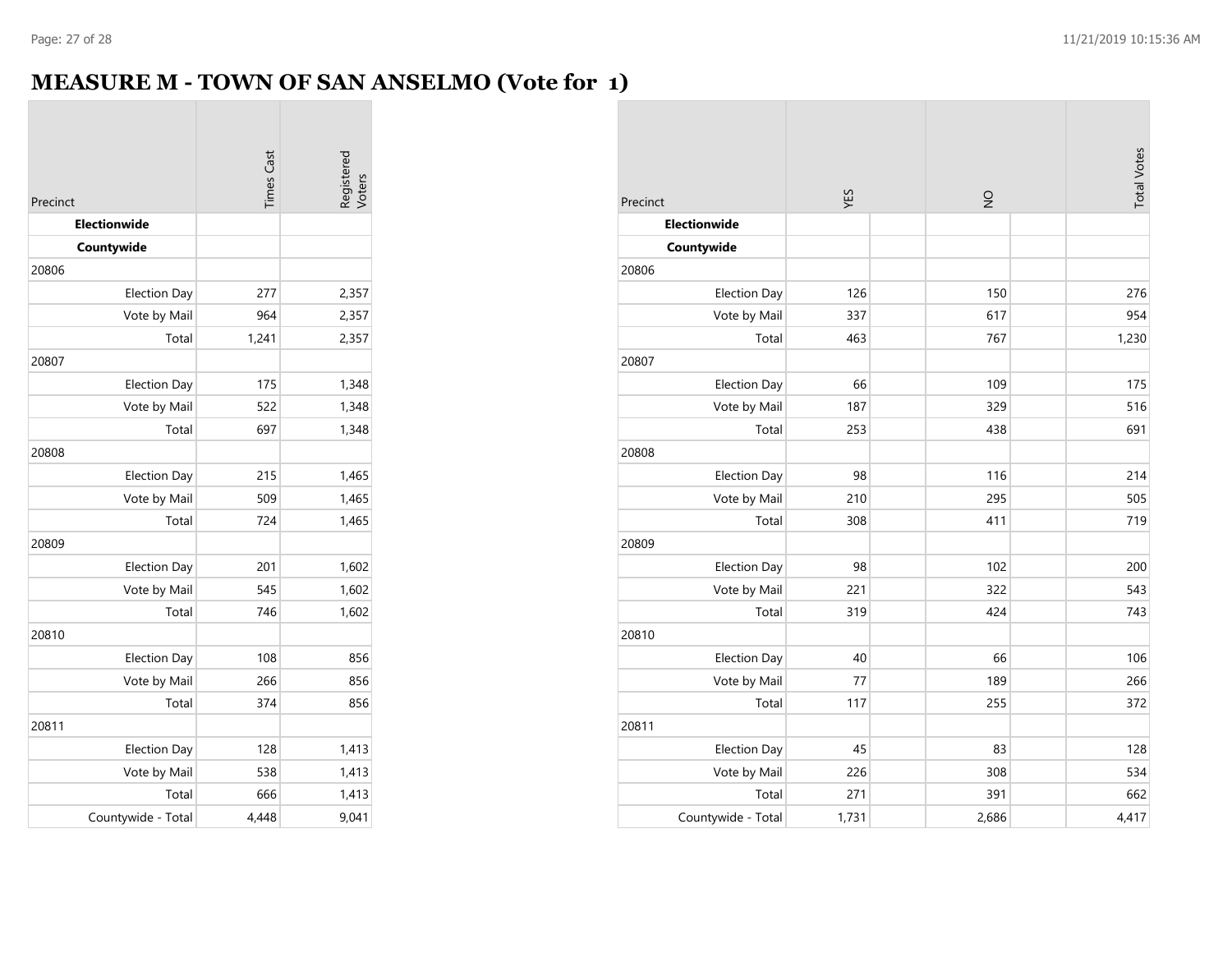# MEASURE M - TOWN OF SAN ANSELMO (Vote for 1)

| Precinct | Times Cast | Registered Voters |
|---|---|---|
| **Electionwide** | | |
| **Countywide** | | |
| 20806 | | |
| Election Day | 277 | 2,357 |
| Vote by Mail | 964 | 2,357 |
| Total | 1,241 | 2,357 |
| 20807 | | |
| Election Day | 175 | 1,348 |
| Vote by Mail | 522 | 1,348 |
| Total | 697 | 1,348 |
| 20808 | | |
| Election Day | 215 | 1,465 |
| Vote by Mail | 509 | 1,465 |
| Total | 724 | 1,465 |
| 20809 | | |
| Election Day | 201 | 1,602 |
| Vote by Mail | 545 | 1,602 |
| Total | 746 | 1,602 |
| 20810 | | |
| Election Day | 108 | 856 |
| Vote by Mail | 266 | 856 |
| Total | 374 | 856 |
| 20811 | | |
| Election Day | 128 | 1,413 |
| Vote by Mail | 538 | 1,413 |
| Total | 666 | 1,413 |
| Countywide - Total | 4,448 | 9,041 |

| Precinct | YES | NO | Total Votes |
|---|---|---|---|
| **Electionwide** | | | |
| **Countywide** | | | |
| 20806 | | | |
| Election Day | 126 | 150 | 276 |
| Vote by Mail | 337 | 617 | 954 |
| Total | 463 | 767 | 1,230 |
| 20807 | | | |
| Election Day | 66 | 109 | 175 |
| Vote by Mail | 187 | 329 | 516 |
| Total | 253 | 438 | 691 |
| 20808 | | | |
| Election Day | 98 | 116 | 214 |
| Vote by Mail | 210 | 295 | 505 |
| Total | 308 | 411 | 719 |
| 20809 | | | |
| Election Day | 98 | 102 | 200 |
| Vote by Mail | 221 | 322 | 543 |
| Total | 319 | 424 | 743 |
| 20810 | | | |
| Election Day | 40 | 66 | 106 |
| Vote by Mail | 77 | 189 | 266 |
| Total | 117 | 255 | 372 |
| 20811 | | | |
| Election Day | 45 | 83 | 128 |
| Vote by Mail | 226 | 308 | 534 |
| Total | 271 | 391 | 662 |
| Countywide - Total | 1,731 | 2,686 | 4,417 |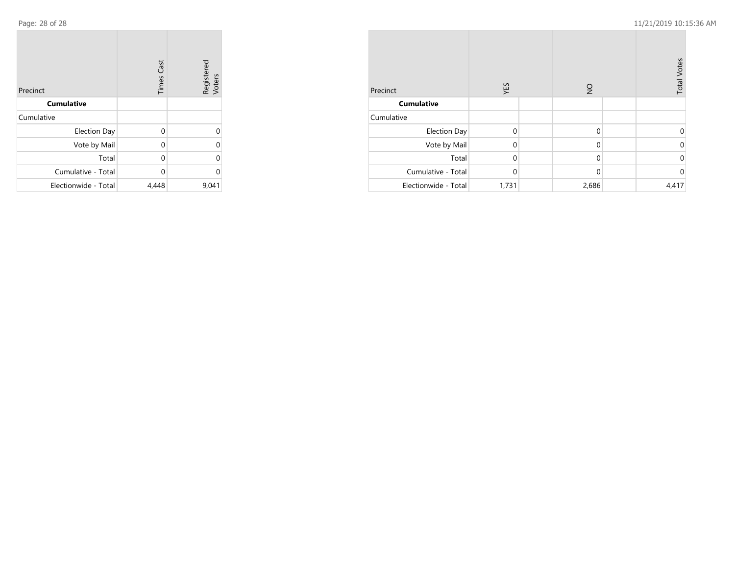| Precinct | Times Cast | Registered Voters |
|---|---|---|
| **Cumulative** | | |
| Cumulative | | |
| Election Day | 0 | 0 |
| Vote by Mail | 0 | 0 |
| Total | 0 | 0 |
| Cumulative - Total | 0 | 0 |
| Electionwide - Total | 4,448 | 9,041 |

| Precinct | YES | | NO | | Total Votes |
|---|---|---|---|---|---|
| **Cumulative** | | | | | |
| Cumulative | | | | | |
| Election Day | 0 | | 0 | | 0 |
| Vote by Mail | 0 | | 0 | | 0 |
| Total | 0 | | 0 | | 0 |
| Cumulative - Total | 0 | | 0 | | 0 |
| Electionwide - Total | 1,731 | | 2,686 | | 4,417 |